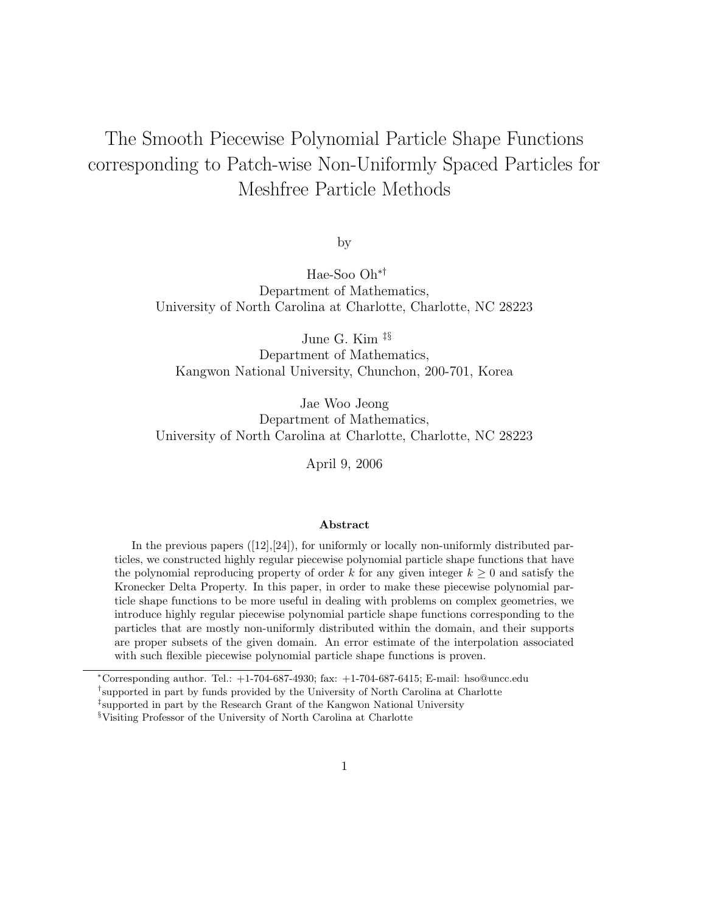# The Smooth Piecewise Polynomial Particle Shape Functions corresponding to Patch-wise Non-Uniformly Spaced Particles for Meshfree Particle Methods

by

Hae-Soo Oh[*†]
Department of Mathematics,
University of North Carolina at Charlotte, Charlotte, NC 28223

June G. Kim [‡§]
Department of Mathematics,
Kangwon National University, Chunchon, 200-701, Korea

Jae Woo Jeong
Department of Mathematics,
University of North Carolina at Charlotte, Charlotte, NC 28223

April 9, 2006

**Abstract**

In the previous papers ([12],[24]), for uniformly or locally non-uniformly distributed particles, we constructed highly regular piecewise polynomial particle shape functions that have the polynomial reproducing property of order $k$ for any given integer $k \geq 0$ and satisfy the Kronecker Delta Property. In this paper, in order to make these piecewise polynomial particle shape functions to be more useful in dealing with problems on complex geometries, we introduce highly regular piecewise polynomial particle shape functions corresponding to the particles that are mostly non-uniformly distributed within the domain, and their supports are proper subsets of the given domain. An error estimate of the interpolation associated with such flexible piecewise polynomial particle shape functions is proven.

---

[*] Corresponding author. Tel.: +1-704-687-4930; fax: +1-704-687-6415; E-mail: hso@uncc.edu

[†] supported in part by funds provided by the University of North Carolina at Charlotte

[‡] supported in part by the Research Grant of the Kangwon National University

[§] Visiting Professor of the University of North Carolina at Charlotte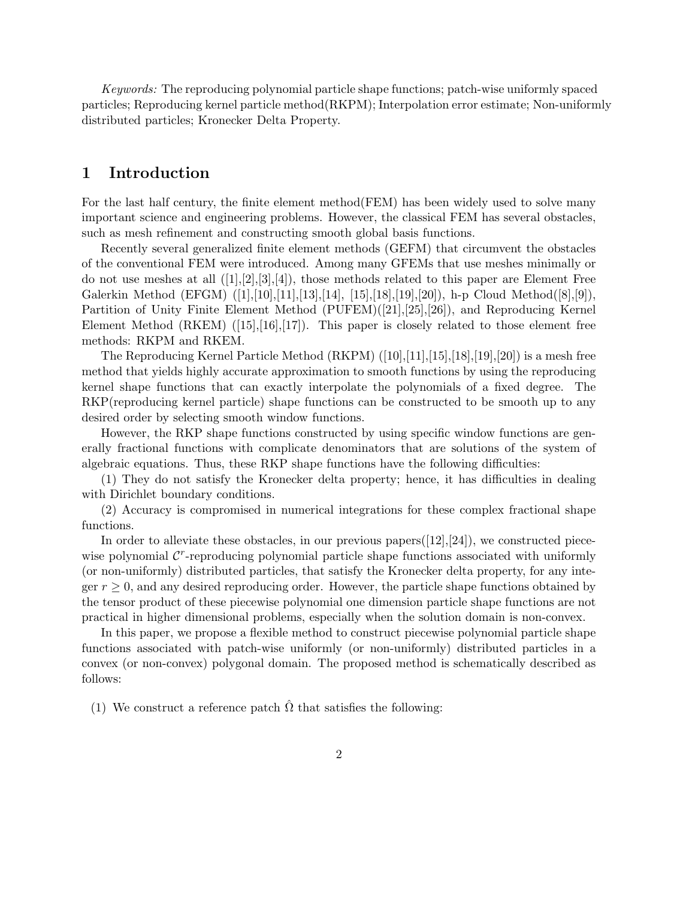*Keywords:* The reproducing polynomial particle shape functions; patch-wise uniformly spaced particles; Reproducing kernel particle method(RKPM); Interpolation error estimate; Non-uniformly distributed particles; Kronecker Delta Property.

## 1 Introduction

For the last half century, the finite element method(FEM) has been widely used to solve many important science and engineering problems. However, the classical FEM has several obstacles, such as mesh refinement and constructing smooth global basis functions.

Recently several generalized finite element methods (GEFM) that circumvent the obstacles of the conventional FEM were introduced. Among many GFEMs that use meshes minimally or do not use meshes at all ([1],[2],[3],[4]), those methods related to this paper are Element Free Galerkin Method (EFGM) ([1],[10],[11],[13],[14], [15],[18],[19],[20]), h-p Cloud Method([8],[9]), Partition of Unity Finite Element Method (PUFEM)([21],[25],[26]), and Reproducing Kernel Element Method (RKEM) ([15],[16],[17]). This paper is closely related to those element free methods: RKPM and RKEM.

The Reproducing Kernel Particle Method (RKPM) ([10],[11],[15],[18],[19],[20]) is a mesh free method that yields highly accurate approximation to smooth functions by using the reproducing kernel shape functions that can exactly interpolate the polynomials of a fixed degree. The RKP(reproducing kernel particle) shape functions can be constructed to be smooth up to any desired order by selecting smooth window functions.

However, the RKP shape functions constructed by using specific window functions are generally fractional functions with complicate denominators that are solutions of the system of algebraic equations. Thus, these RKP shape functions have the following difficulties:

(1) They do not satisfy the Kronecker delta property; hence, it has difficulties in dealing with Dirichlet boundary conditions.

(2) Accuracy is compromised in numerical integrations for these complex fractional shape functions.

In order to alleviate these obstacles, in our previous papers([12],[24]), we constructed piecewise polynomial $\mathcal{C}^r$-reproducing polynomial particle shape functions associated with uniformly (or non-uniformly) distributed particles, that satisfy the Kronecker delta property, for any integer $r \geq 0$, and any desired reproducing order. However, the particle shape functions obtained by the tensor product of these piecewise polynomial one dimension particle shape functions are not practical in higher dimensional problems, especially when the solution domain is non-convex.

In this paper, we propose a flexible method to construct piecewise polynomial particle shape functions associated with patch-wise uniformly (or non-uniformly) distributed particles in a convex (or non-convex) polygonal domain. The proposed method is schematically described as follows:

(1) We construct a reference patch $\hat{\Omega}$ that satisfies the following: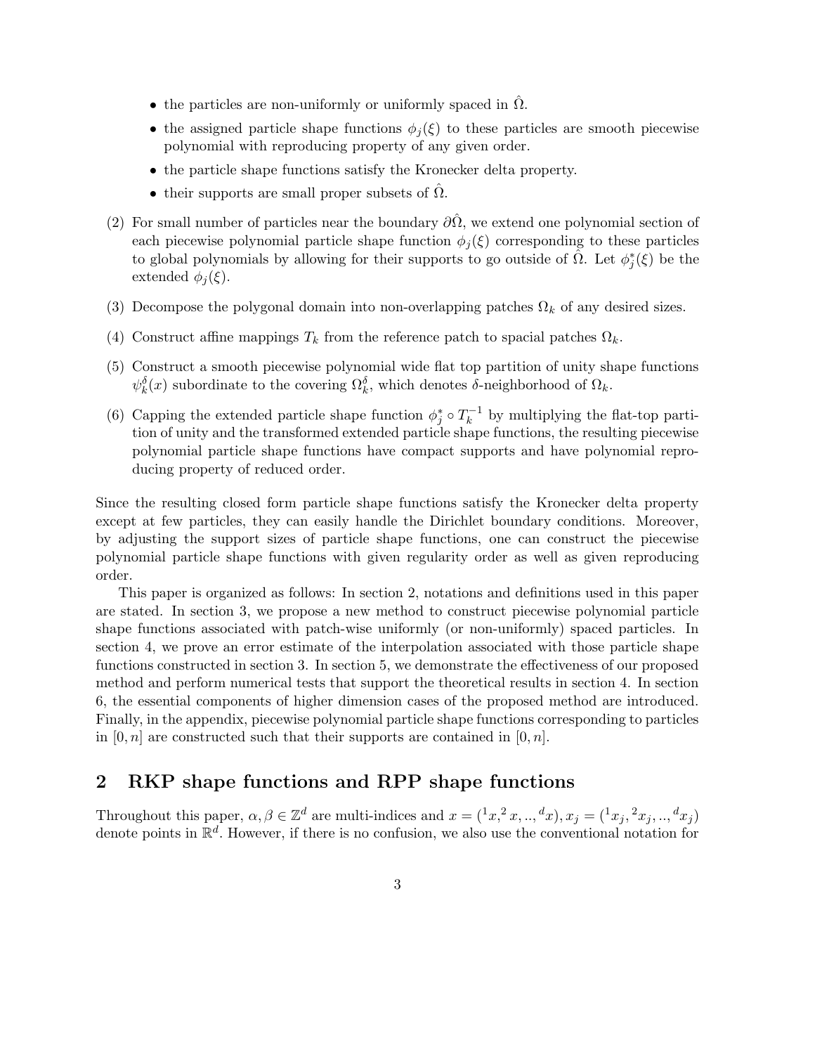- the particles are non-uniformly or uniformly spaced in $\hat{\Omega}$.
- the assigned particle shape functions $\phi_j(\xi)$ to these particles are smooth piecewise polynomial with reproducing property of any given order.
- the particle shape functions satisfy the Kronecker delta property.
- their supports are small proper subsets of $\hat{\Omega}$.

(2) For small number of particles near the boundary $\partial\hat{\Omega}$, we extend one polynomial section of each piecewise polynomial particle shape function $\phi_j(\xi)$ corresponding to these particles to global polynomials by allowing for their supports to go outside of $\hat{\Omega}$. Let $\phi_j^*(\xi)$ be the extended $\phi_j(\xi)$.

(3) Decompose the polygonal domain into non-overlapping patches $\Omega_k$ of any desired sizes.

(4) Construct affine mappings $T_k$ from the reference patch to spacial patches $\Omega_k$.

(5) Construct a smooth piecewise polynomial wide flat top partition of unity shape functions $\psi_k^\delta(x)$ subordinate to the covering $\Omega_k^\delta$, which denotes $\delta$-neighborhood of $\Omega_k$.

(6) Capping the extended particle shape function $\phi_j^* \circ T_k^{-1}$ by multiplying the flat-top partition of unity and the transformed extended particle shape functions, the resulting piecewise polynomial particle shape functions have compact supports and have polynomial reproducing property of reduced order.

Since the resulting closed form particle shape functions satisfy the Kronecker delta property except at few particles, they can easily handle the Dirichlet boundary conditions. Moreover, by adjusting the support sizes of particle shape functions, one can construct the piecewise polynomial particle shape functions with given regularity order as well as given reproducing order.

This paper is organized as follows: In section 2, notations and definitions used in this paper are stated. In section 3, we propose a new method to construct piecewise polynomial particle shape functions associated with patch-wise uniformly (or non-uniformly) spaced particles. In section 4, we prove an error estimate of the interpolation associated with those particle shape functions constructed in section 3. In section 5, we demonstrate the effectiveness of our proposed method and perform numerical tests that support the theoretical results in section 4. In section 6, the essential components of higher dimension cases of the proposed method are introduced. Finally, in the appendix, piecewise polynomial particle shape functions corresponding to particles in $[0, n]$ are constructed such that their supports are contained in $[0, n]$.

## 2 RKP shape functions and RPP shape functions

Throughout this paper, $\alpha, \beta \in \mathbb{Z}^d$ are multi-indices and $x = ({}^1x, {}^2x, .., {}^dx), x_j = ({}^1x_j, {}^2x_j, .., {}^dx_j)$ denote points in $\mathbb{R}^d$. However, if there is no confusion, we also use the conventional notation for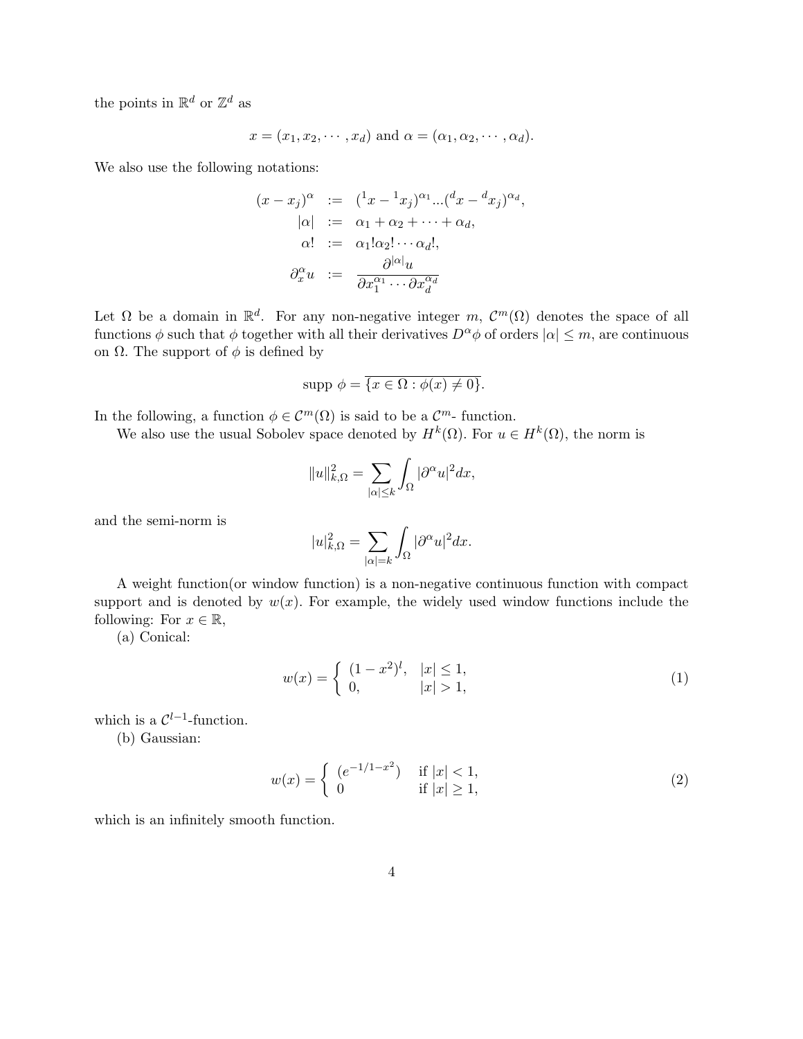the points in $\mathbb{R}^d$ or $\mathbb{Z}^d$ as

$$x = (x_1, x_2, \cdots, x_d) \text{ and } \alpha = (\alpha_1, \alpha_2, \cdots, \alpha_d).$$

We also use the following notations:

$$\begin{aligned}
(x - x_j)^\alpha &:= ({}^1x - {}^1x_j)^{\alpha_1} ... ({}^dx - {}^dx_j)^{\alpha_d}, \\
|\alpha| &:= \alpha_1 + \alpha_2 + \cdots + \alpha_d, \\
\alpha! &:= \alpha_1! \alpha_2! \cdots \alpha_d!, \\
\partial_x^\alpha u &:= \frac{\partial^{|\alpha|} u}{\partial x_1^{\alpha_1} \cdots \partial x_d^{\alpha_d}}
\end{aligned}$$

Let $\Omega$ be a domain in $\mathbb{R}^d$. For any non-negative integer $m$, $\mathcal{C}^m(\Omega)$ denotes the space of all functions $\phi$ such that $\phi$ together with all their derivatives $D^\alpha \phi$ of orders $|\alpha| \leq m$, are continuous on $\Omega$. The support of $\phi$ is defined by

$$\text{supp } \phi = \overline{\{x \in \Omega : \phi(x) \neq 0\}}.$$

In the following, a function $\phi \in \mathcal{C}^m(\Omega)$ is said to be a $\mathcal{C}^m$- function.

We also use the usual Sobolev space denoted by $H^k(\Omega)$. For $u \in H^k(\Omega)$, the norm is

$$\|u\|_{k,\Omega}^2 = \sum_{|\alpha| \leq k} \int_\Omega |\partial^\alpha u|^2 dx,$$

and the semi-norm is

$$|u|_{k,\Omega}^2 = \sum_{|\alpha| = k} \int_\Omega |\partial^\alpha u|^2 dx.$$

A weight function(or window function) is a non-negative continuous function with compact support and is denoted by $w(x)$. For example, the widely used window functions include the following: For $x \in \mathbb{R}$,

(a) Conical:

$$w(x) = \begin{cases} (1 - x^2)^l, & |x| \leq 1, \\ 0, & |x| > 1, \end{cases} \tag{1}$$

which is a $\mathcal{C}^{l-1}$-function.

(b) Gaussian:

$$w(x) = \begin{cases} (e^{-1/1-x^2}) & \text{if } |x| < 1, \\ 0 & \text{if } |x| \geq 1, \end{cases} \tag{2}$$

which is an infinitely smooth function.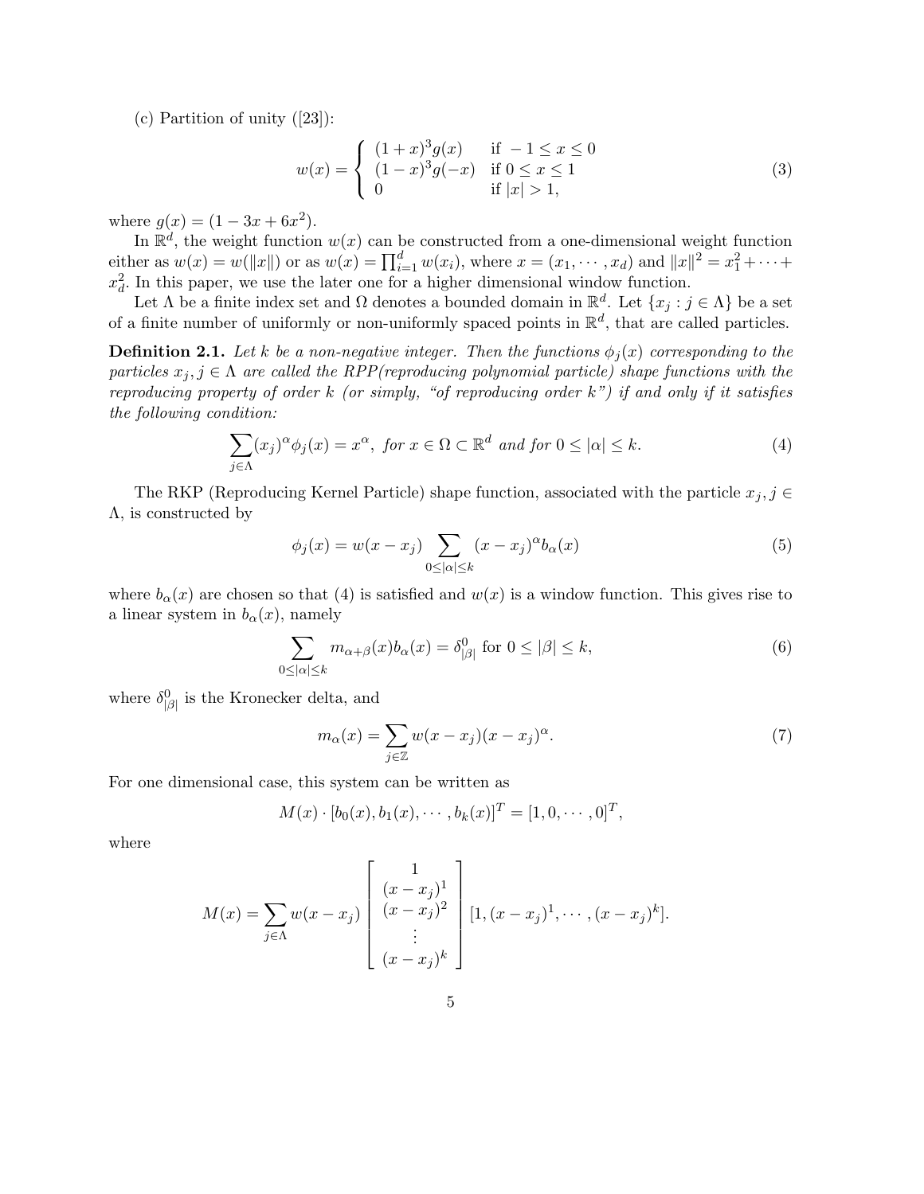(c) Partition of unity ([23]):

$$w(x) = \begin{cases} (1+x)^3 g(x) & \text{if } -1 \le x \le 0 \\ (1-x)^3 g(-x) & \text{if } 0 \le x \le 1 \\ 0 & \text{if } |x| > 1, \end{cases} \tag{3}$$

where $g(x) = (1 - 3x + 6x^2)$.

In $\mathbb{R}^d$, the weight function $w(x)$ can be constructed from a one-dimensional weight function either as $w(x) = w(\|x\|)$ or as $w(x) = \prod_{i=1}^{d} w(x_i)$, where $x = (x_1, \cdots, x_d)$ and $\|x\|^2 = x_1^2 + \cdots + x_d^2$. In this paper, we use the later one for a higher dimensional window function.

Let $\Lambda$ be a finite index set and $\Omega$ denotes a bounded domain in $\mathbb{R}^d$. Let $\{x_j : j \in \Lambda\}$ be a set of a finite number of uniformly or non-uniformly spaced points in $\mathbb{R}^d$, that are called particles.

**Definition 2.1.** *Let $k$ be a non-negative integer. Then the functions $\phi_j(x)$ corresponding to the particles $x_j, j \in \Lambda$ are called the RPP(reproducing polynomial particle) shape functions with the reproducing property of order $k$ (or simply, "of reproducing order $k$") if and only if it satisfies the following condition:*

$$\sum_{j \in \Lambda} (x_j)^\alpha \phi_j(x) = x^\alpha, \text{ for } x \in \Omega \subset \mathbb{R}^d \text{ and for } 0 \le |\alpha| \le k. \tag{4}$$

The RKP (Reproducing Kernel Particle) shape function, associated with the particle $x_j, j \in \Lambda$, is constructed by

$$\phi_j(x) = w(x - x_j) \sum_{0 \le |\alpha| \le k} (x - x_j)^\alpha b_\alpha(x) \tag{5}$$

where $b_\alpha(x)$ are chosen so that (4) is satisfied and $w(x)$ is a window function. This gives rise to a linear system in $b_\alpha(x)$, namely

$$\sum_{0 \le |\alpha| \le k} m_{\alpha+\beta}(x) b_\alpha(x) = \delta^0_{|\beta|} \text{ for } 0 \le |\beta| \le k, \tag{6}$$

where $\delta^0_{|\beta|}$ is the Kronecker delta, and

$$m_\alpha(x) = \sum_{j \in \mathbb{Z}} w(x - x_j)(x - x_j)^\alpha. \tag{7}$$

For one dimensional case, this system can be written as

$$M(x) \cdot [b_0(x), b_1(x), \cdots, b_k(x)]^T = [1, 0, \cdots, 0]^T,$$

where

$$M(x) = \sum_{j \in \Lambda} w(x - x_j) \begin{bmatrix} 1 \\ (x - x_j)^1 \\ (x - x_j)^2 \\ \vdots \\ (x - x_j)^k \end{bmatrix} [1, (x - x_j)^1, \cdots, (x - x_j)^k].$$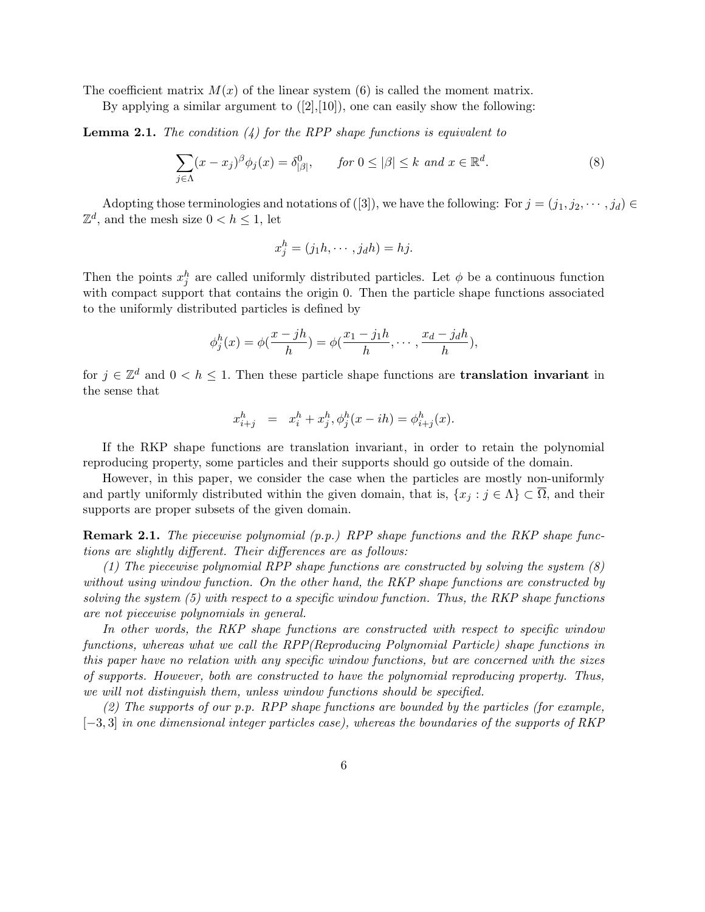The coefficient matrix $M(x)$ of the linear system (6) is called the moment matrix.

By applying a similar argument to ([2],[10]), one can easily show the following:

**Lemma 2.1.** *The condition (4) for the RPP shape functions is equivalent to*

$$\sum_{j\in\Lambda}(x-x_j)^\beta\phi_j(x)=\delta^0_{|\beta|}, \qquad \text{for } 0\le|\beta|\le k \text{ and } x\in\mathbb{R}^d. \tag{8}$$

Adopting those terminologies and notations of ([3]), we have the following: For $j=(j_1,j_2,\cdots,j_d)\in\mathbb{Z}^d$, and the mesh size $0<h\le 1$, let

$$x^h_j=(j_1h,\cdots,j_dh)=hj.$$

Then the points $x^h_j$ are called uniformly distributed particles. Let $\phi$ be a continuous function with compact support that contains the origin 0. Then the particle shape functions associated to the uniformly distributed particles is defined by

$$\phi^h_j(x)=\phi(\frac{x-jh}{h})=\phi(\frac{x_1-j_1h}{h},\cdots,\frac{x_d-j_dh}{h}),$$

for $j\in\mathbb{Z}^d$ and $0<h\le 1$. Then these particle shape functions are **translation invariant** in the sense that

$$x^h_{i+j} \;=\; x^h_i+x^h_j, \phi^h_j(x-ih)=\phi^h_{i+j}(x).$$

If the RKP shape functions are translation invariant, in order to retain the polynomial reproducing property, some particles and their supports should go outside of the domain.

However, in this paper, we consider the case when the particles are mostly non-uniformly and partly uniformly distributed within the given domain, that is, $\{x_j : j\in\Lambda\}\subset\overline{\Omega}$, and their supports are proper subsets of the given domain.

**Remark 2.1.** *The piecewise polynomial (p.p.) RPP shape functions and the RKP shape functions are slightly different. Their differences are as follows:*

*(1) The piecewise polynomial RPP shape functions are constructed by solving the system (8) without using window function. On the other hand, the RKP shape functions are constructed by solving the system (5) with respect to a specific window function. Thus, the RKP shape functions are not piecewise polynomials in general.*

*In other words, the RKP shape functions are constructed with respect to specific window functions, whereas what we call the RPP(Reproducing Polynomial Particle) shape functions in this paper have no relation with any specific window functions, but are concerned with the sizes of supports. However, both are constructed to have the polynomial reproducing property. Thus, we will not distinguish them, unless window functions should be specified.*

*(2) The supports of our p.p. RPP shape functions are bounded by the particles (for example,* $[-3,3]$ *in one dimensional integer particles case), whereas the boundaries of the supports of RKP*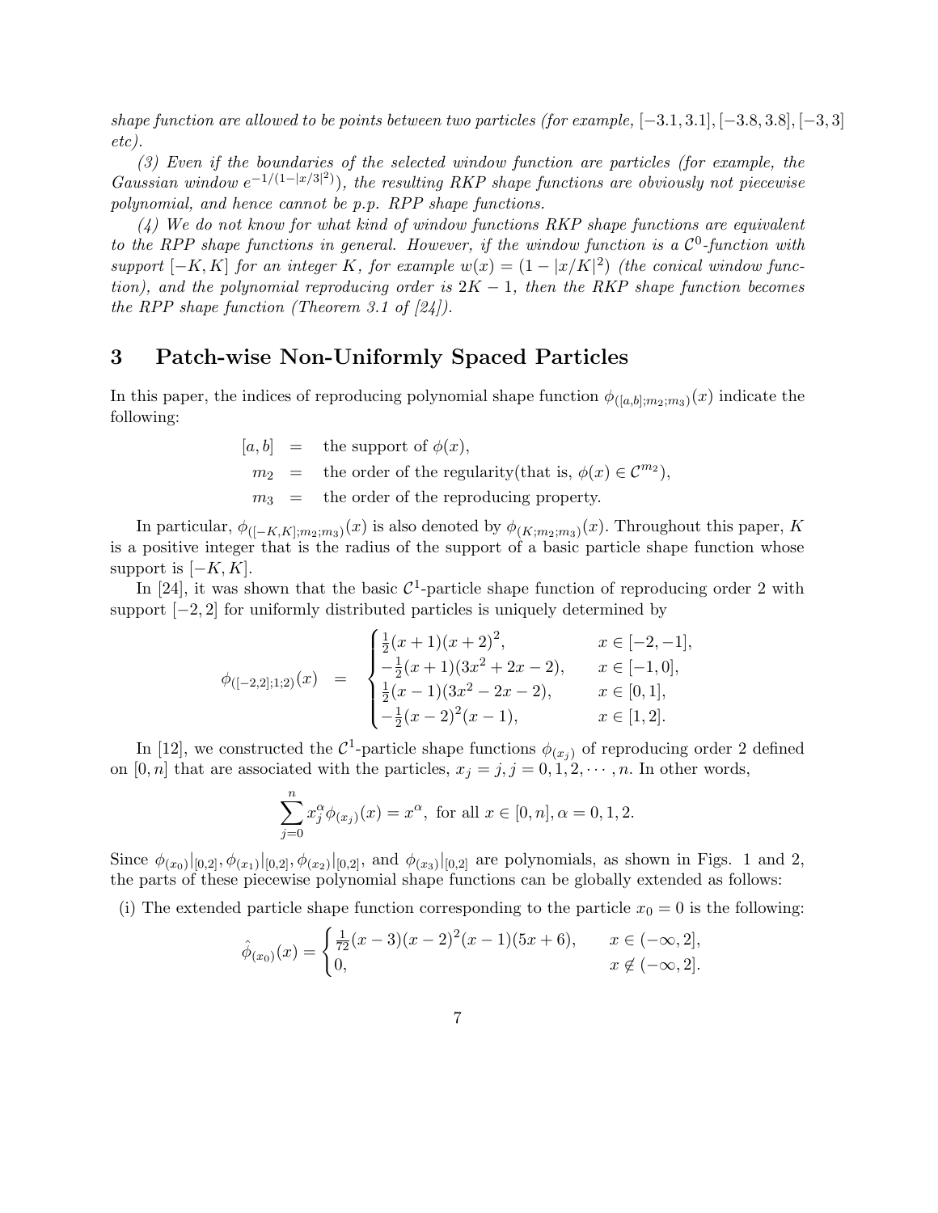*shape function are allowed to be points between two particles (for example,* $[-3.1, 3.1], [-3.8, 3.8], [-3, 3]$ *etc).*

*(3) Even if the boundaries of the selected window function are particles (for example, the Gaussian window* $e^{-1/(1-|x/3|^2)}$*), the resulting RKP shape functions are obviously not piecewise polynomial, and hence cannot be p.p. RPP shape functions.*

*(4) We do not know for what kind of window functions RKP shape functions are equivalent to the RPP shape functions in general. However, if the window function is a* $\mathcal{C}^0$*-function with support* $[-K, K]$ *for an integer* $K$*, for example* $w(x) = (1 - |x/K|^2)$ *(the conical window function), and the polynomial reproducing order is* $2K - 1$*, then the RKP shape function becomes the RPP shape function (Theorem 3.1 of [24]).*

## 3 Patch-wise Non-Uniformly Spaced Particles

In this paper, the indices of reproducing polynomial shape function $\phi_{([a,b];m_2;m_3)}(x)$ indicate the following:

$$
\begin{aligned}
[a, b] &= \text{the support of } \phi(x), \\
m_2 &= \text{the order of the regularity(that is, } \phi(x) \in \mathcal{C}^{m_2}), \\
m_3 &= \text{the order of the reproducing property.}
\end{aligned}
$$

In particular, $\phi_{([-K,K];m_2;m_3)}(x)$ is also denoted by $\phi_{(K;m_2;m_3)}(x)$. Throughout this paper, $K$ is a positive integer that is the radius of the support of a basic particle shape function whose support is $[-K, K]$.

In [24], it was shown that the basic $\mathcal{C}^1$-particle shape function of reproducing order 2 with support $[-2, 2]$ for uniformly distributed particles is uniquely determined by

$$
\phi_{([-2,2];1;2)}(x) = \begin{cases} \frac{1}{2}(x+1)(x+2)^2, & x \in [-2, -1], \\ -\frac{1}{2}(x+1)(3x^2+2x-2), & x \in [-1, 0], \\ \frac{1}{2}(x-1)(3x^2-2x-2), & x \in [0, 1], \\ -\frac{1}{2}(x-2)^2(x-1), & x \in [1, 2]. \end{cases}
$$

In [12], we constructed the $\mathcal{C}^1$-particle shape functions $\phi_{(x_j)}$ of reproducing order 2 defined on $[0, n]$ that are associated with the particles, $x_j = j, j = 0, 1, 2, \cdots, n$. In other words,

$$
\sum_{j=0}^{n} x_j^{\alpha} \phi_{(x_j)}(x) = x^{\alpha}, \text{ for all } x \in [0, n], \alpha = 0, 1, 2.
$$

Since $\phi_{(x_0)}|_{[0,2]}, \phi_{(x_1)}|_{[0,2]}, \phi_{(x_2)}|_{[0,2]}$, and $\phi_{(x_3)}|_{[0,2]}$ are polynomials, as shown in Figs. 1 and 2, the parts of these piecewise polynomial shape functions can be globally extended as follows:

(i) The extended particle shape function corresponding to the particle $x_0 = 0$ is the following:

$$
\hat{\phi}_{(x_0)}(x) = \begin{cases} \frac{1}{72}(x-3)(x-2)^2(x-1)(5x+6), & x \in (-\infty, 2], \\ 0, & x \notin (-\infty, 2]. \end{cases}
$$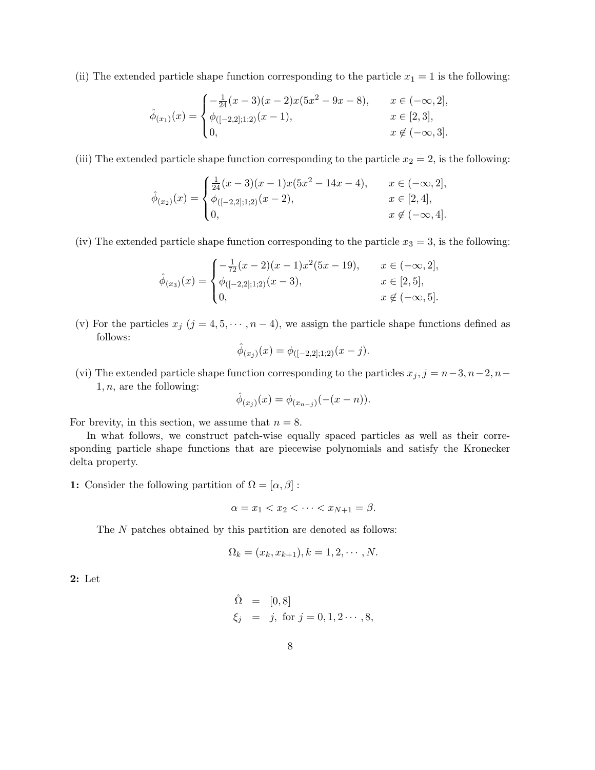(ii) The extended particle shape function corresponding to the particle $x_1 = 1$ is the following:

$$
\hat{\phi}_{(x_1)}(x) = \begin{cases} -\frac{1}{24}(x-3)(x-2)x(5x^2-9x-8), & x \in (-\infty, 2], \\ \phi_{([-2,2];1;2)}(x-1), & x \in [2,3], \\ 0, & x \notin (-\infty, 3]. \end{cases}
$$

(iii) The extended particle shape function corresponding to the particle $x_2 = 2$, is the following:

$$
\hat{\phi}_{(x_2)}(x) = \begin{cases} \frac{1}{24}(x-3)(x-1)x(5x^2-14x-4), & x \in (-\infty, 2], \\ \phi_{([-2,2];1;2)}(x-2), & x \in [2,4], \\ 0, & x \notin (-\infty, 4]. \end{cases}
$$

(iv) The extended particle shape function corresponding to the particle $x_3 = 3$, is the following:

$$
\hat{\phi}_{(x_3)}(x) = \begin{cases} -\frac{1}{72}(x-2)(x-1)x^2(5x-19), & x \in (-\infty, 2], \\ \phi_{([-2,2];1;2)}(x-3), & x \in [2,5], \\ 0, & x \notin (-\infty, 5]. \end{cases}
$$

(v) For the particles $x_j$ $(j = 4, 5, \cdots, n-4)$, we assign the particle shape functions defined as follows:

$$
\hat{\phi}_{(x_j)}(x) = \phi_{([-2,2];1;2)}(x-j).
$$

(vi) The extended particle shape function corresponding to the particles $x_j, j = n-3, n-2, n-1, n$, are the following:

$$
\hat{\phi}_{(x_j)}(x) = \phi_{(x_{n-j})}(-(x-n)).
$$

For brevity, in this section, we assume that $n = 8$.

In what follows, we construct patch-wise equally spaced particles as well as their corresponding particle shape functions that are piecewise polynomials and satisfy the Kronecker delta property.

**1:** Consider the following partition of $\Omega = [\alpha, \beta]$ :

$$
\alpha = x_1 < x_2 < \cdots < x_{N+1} = \beta.
$$

The $N$ patches obtained by this partition are denoted as follows:

$$
\Omega_k = (x_k, x_{k+1}), k = 1, 2, \cdots, N.
$$

**2:** Let

$$
\begin{aligned}
\hat{\Omega} &= [0, 8] \\
\xi_j &= j, \text{ for } j = 0, 1, 2 \cdots, 8,
\end{aligned}
$$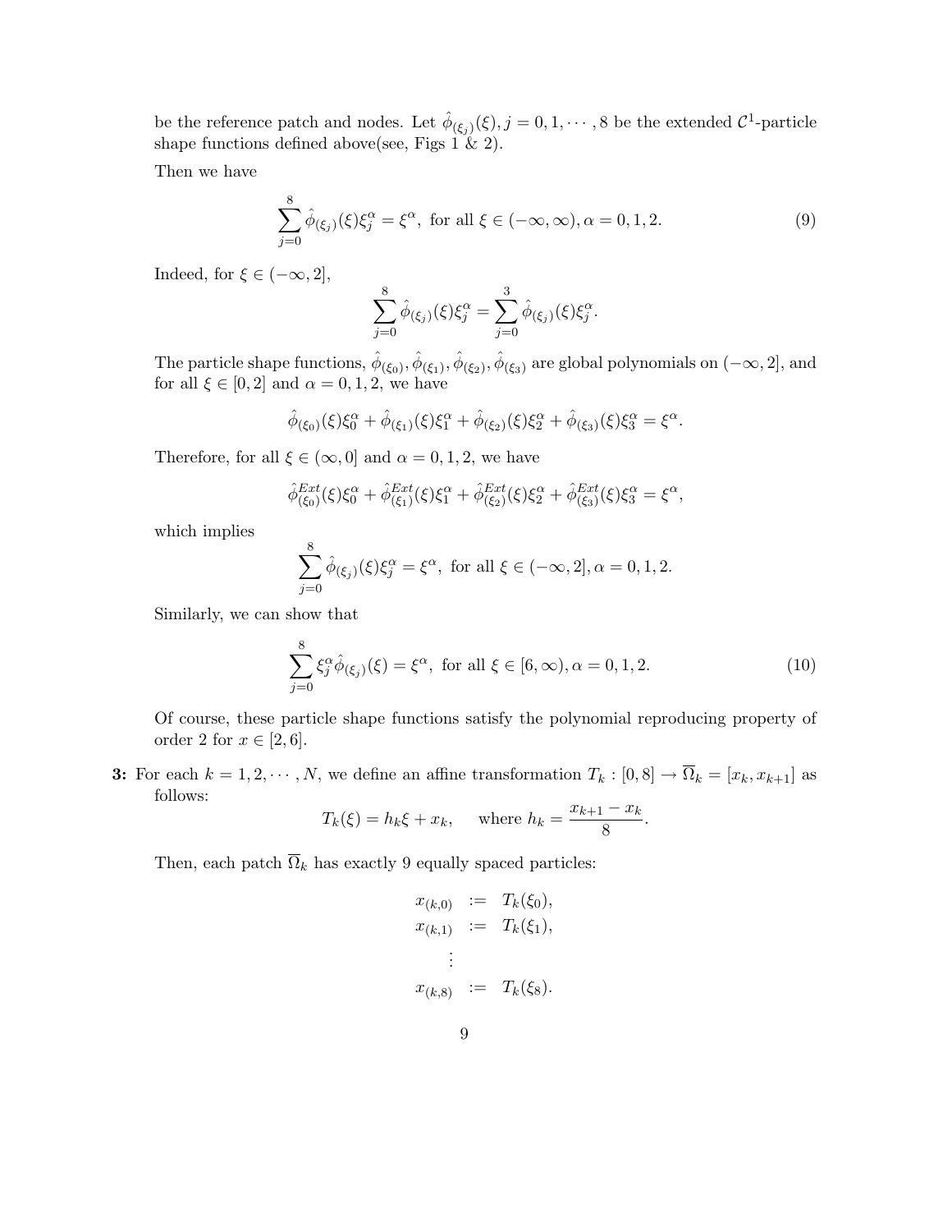be the reference patch and nodes. Let $\hat{\phi}_{(\xi_j)}(\xi), j = 0, 1, \cdots, 8$ be the extended $\mathcal{C}^1$-particle shape functions defined above(see, Figs 1 & 2).

Then we have

$$\sum_{j=0}^{8} \hat{\phi}_{(\xi_j)}(\xi)\xi_j^\alpha = \xi^\alpha, \text{ for all } \xi \in (-\infty, \infty), \alpha = 0, 1, 2. \tag{9}$$

Indeed, for $\xi \in (-\infty, 2]$,

$$\sum_{j=0}^{8} \hat{\phi}_{(\xi_j)}(\xi)\xi_j^\alpha = \sum_{j=0}^{3} \hat{\phi}_{(\xi_j)}(\xi)\xi_j^\alpha.$$

The particle shape functions, $\hat{\phi}_{(\xi_0)}, \hat{\phi}_{(\xi_1)}, \hat{\phi}_{(\xi_2)}, \hat{\phi}_{(\xi_3)}$ are global polynomials on $(-\infty, 2]$, and for all $\xi \in [0, 2]$ and $\alpha = 0, 1, 2$, we have

$$\hat{\phi}_{(\xi_0)}(\xi)\xi_0^\alpha + \hat{\phi}_{(\xi_1)}(\xi)\xi_1^\alpha + \hat{\phi}_{(\xi_2)}(\xi)\xi_2^\alpha + \hat{\phi}_{(\xi_3)}(\xi)\xi_3^\alpha = \xi^\alpha.$$

Therefore, for all $\xi \in (\infty, 0]$ and $\alpha = 0, 1, 2$, we have

$$\hat{\phi}^{Ext}_{(\xi_0)}(\xi)\xi_0^\alpha + \hat{\phi}^{Ext}_{(\xi_1)}(\xi)\xi_1^\alpha + \hat{\phi}^{Ext}_{(\xi_2)}(\xi)\xi_2^\alpha + \hat{\phi}^{Ext}_{(\xi_3)}(\xi)\xi_3^\alpha = \xi^\alpha,$$

which implies

$$\sum_{j=0}^{8} \hat{\phi}_{(\xi_j)}(\xi)\xi_j^\alpha = \xi^\alpha, \text{ for all } \xi \in (-\infty, 2], \alpha = 0, 1, 2.$$

Similarly, we can show that

$$\sum_{j=0}^{8} \xi_j^\alpha \hat{\phi}_{(\xi_j)}(\xi) = \xi^\alpha, \text{ for all } \xi \in [6, \infty), \alpha = 0, 1, 2. \tag{10}$$

Of course, these particle shape functions satisfy the polynomial reproducing property of order 2 for $x \in [2, 6]$.

**3:** For each $k = 1, 2, \cdots, N$, we define an affine transformation $T_k : [0, 8] \to \overline{\Omega}_k = [x_k, x_{k+1}]$ as follows:

$$T_k(\xi) = h_k\xi + x_k, \quad \text{where } h_k = \frac{x_{k+1} - x_k}{8}.$$

Then, each patch $\overline{\Omega}_k$ has exactly 9 equally spaced particles:

$$\begin{aligned} x_{(k,0)} &:= T_k(\xi_0), \\ x_{(k,1)} &:= T_k(\xi_1), \\ &\vdots \\ x_{(k,8)} &:= T_k(\xi_8). \end{aligned}$$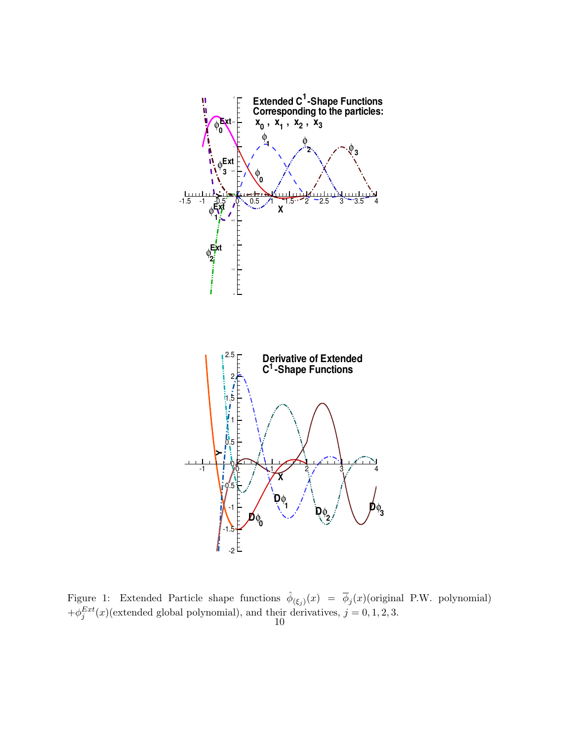Figure 1: Extended Particle shape functions $\hat{\phi}_{(\xi_j)}(x) = \overline{\phi}_j(x)$(original P.W. polynomial) $+\phi_j^{Ext}(x)$(extended global polynomial), and their derivatives, $j = 0, 1, 2, 3$.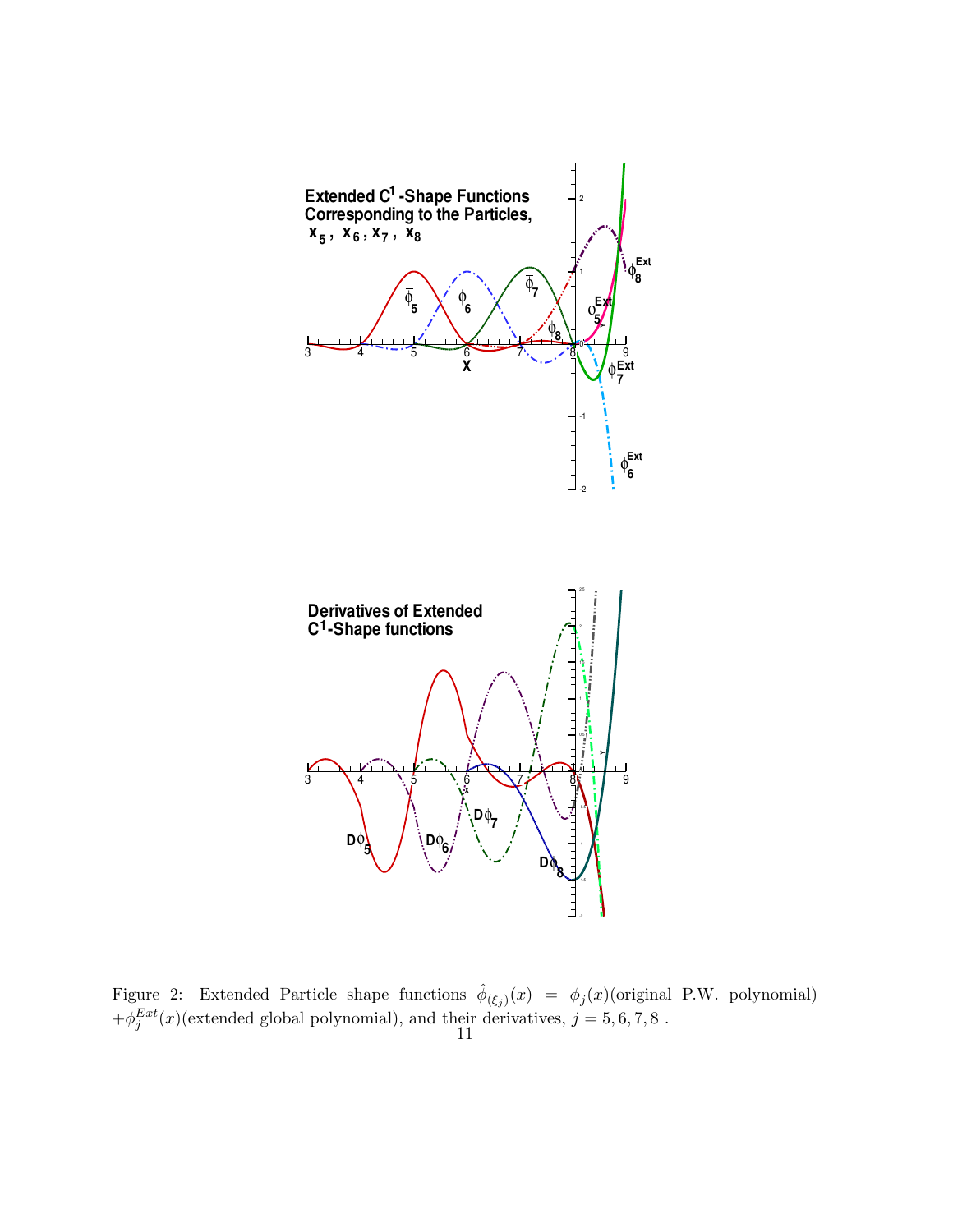Figure 2: Extended Particle shape functions $\hat{\phi}_{(\xi_j)}(x) = \overline{\phi}_j(x)$(original P.W. polynomial) $+\phi_j^{Ext}(x)$(extended global polynomial), and their derivatives, $j = 5, 6, 7, 8$ .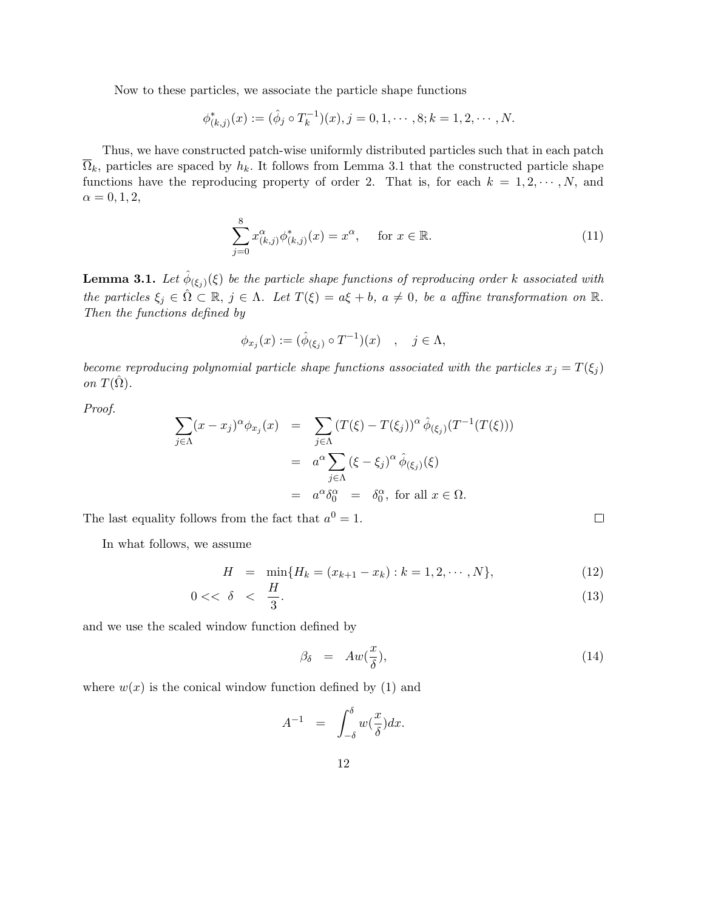Now to these particles, we associate the particle shape functions

$$\phi^*_{(k,j)}(x) := (\hat{\phi}_j \circ T_k^{-1})(x), j = 0, 1, \cdots, 8; k = 1, 2, \cdots, N.$$

Thus, we have constructed patch-wise uniformly distributed particles such that in each patch $\overline{\Omega}_k$, particles are spaced by $h_k$. It follows from Lemma 3.1 that the constructed particle shape functions have the reproducing property of order 2. That is, for each $k = 1, 2, \cdots, N$, and $\alpha = 0, 1, 2$,

$$\sum_{j=0}^{8} x^{\alpha}_{(k,j)} \phi^*_{(k,j)}(x) = x^{\alpha}, \quad \text{for } x \in \mathbb{R}. \tag{11}$$

**Lemma 3.1.** *Let $\hat{\phi}_{(\xi_j)}(\xi)$ be the particle shape functions of reproducing order $k$ associated with the particles $\xi_j \in \hat{\Omega} \subset \mathbb{R}$, $j \in \Lambda$. Let $T(\xi) = a\xi + b$, $a \neq 0$, be a affine transformation on $\mathbb{R}$. Then the functions defined by*

$$\phi_{x_j}(x) := (\hat{\phi}_{(\xi_j)} \circ T^{-1})(x) \quad , \quad j \in \Lambda,$$

*become reproducing polynomial particle shape functions associated with the particles $x_j = T(\xi_j)$ on $T(\hat{\Omega})$.*

*Proof.*

$$\begin{aligned}
\sum_{j\in\Lambda} (x - x_j)^{\alpha} \phi_{x_j}(x) &= \sum_{j\in\Lambda} (T(\xi) - T(\xi_j))^{\alpha}\, \hat{\phi}_{(\xi_j)}(T^{-1}(T(\xi))) \\
&= a^{\alpha} \sum_{j\in\Lambda} (\xi - \xi_j)^{\alpha}\, \hat{\phi}_{(\xi_j)}(\xi) \\
&= a^{\alpha}\delta^{\alpha}_0 \;=\; \delta^{\alpha}_0, \text{ for all } x \in \Omega.
\end{aligned}$$

The last equality follows from the fact that $a^0 = 1$. $\square$

In what follows, we assume

$$H = \min\{H_k = (x_{k+1} - x_k) : k = 1, 2, \cdots, N\}, \tag{12}$$

$$0 << \delta < \frac{H}{3}. \tag{13}$$

and we use the scaled window function defined by

$$\beta_\delta = A w(\frac{x}{\delta}), \tag{14}$$

where $w(x)$ is the conical window function defined by (1) and

$$A^{-1} = \int_{-\delta}^{\delta} w(\frac{x}{\delta}) dx.$$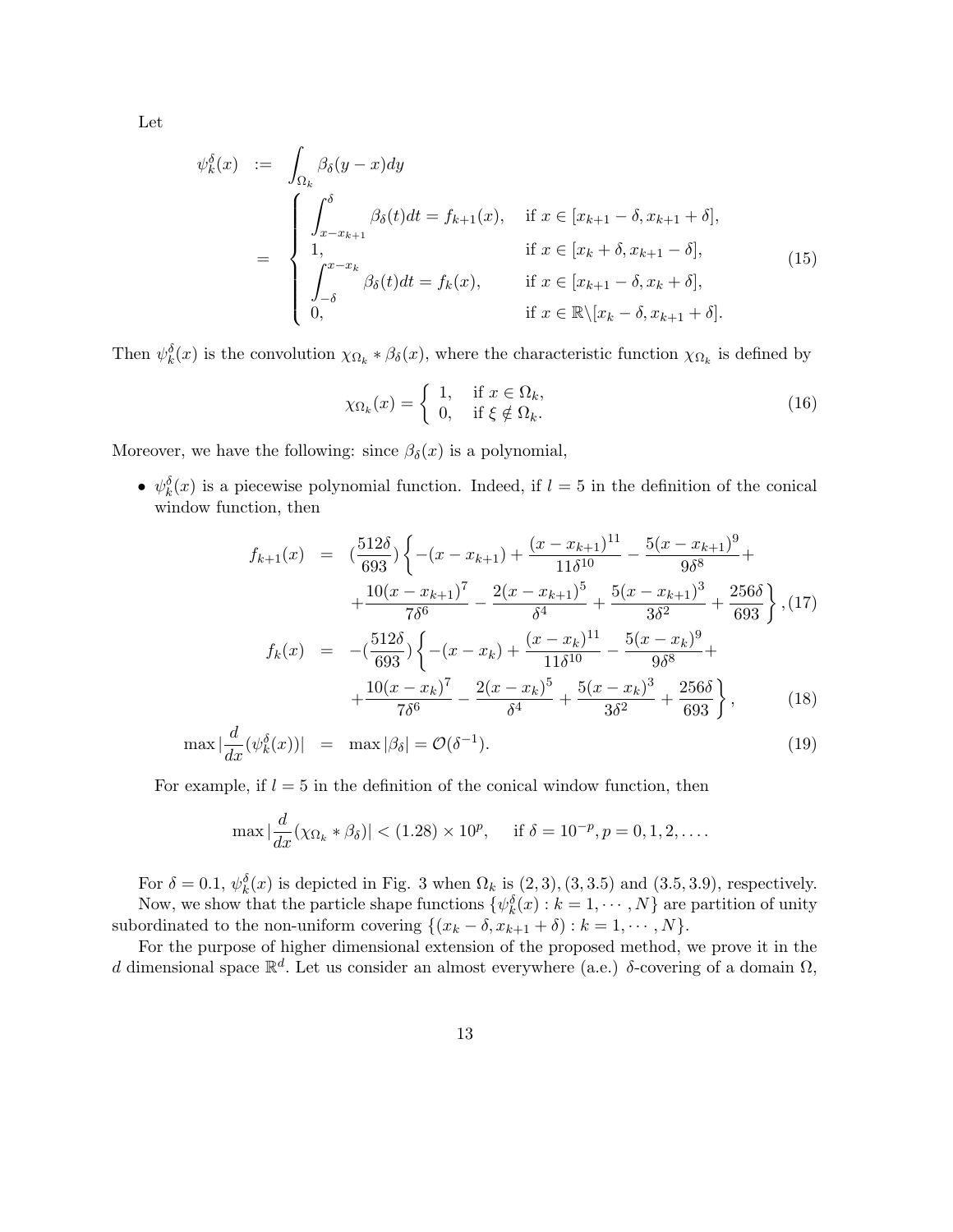Let

$$
\begin{aligned}
\psi_k^\delta(x) &:= \int_{\Omega_k} \beta_\delta(y-x)dy \\
&= \begin{cases} \displaystyle\int_{x-x_{k+1}}^{\delta} \beta_\delta(t)dt = f_{k+1}(x), & \text{if } x \in [x_{k+1}-\delta, x_{k+1}+\delta], \\ 1, & \text{if } x \in [x_k+\delta, x_{k+1}-\delta], \\ \displaystyle\int_{-\delta}^{x-x_k} \beta_\delta(t)dt = f_k(x), & \text{if } x \in [x_{k+1}-\delta, x_k+\delta], \\ 0, & \text{if } x \in \mathbb{R}\backslash[x_k-\delta, x_{k+1}+\delta]. \end{cases}
\end{aligned} \tag{15}
$$

Then $\psi_k^\delta(x)$ is the convolution $\chi_{\Omega_k} * \beta_\delta(x)$, where the characteristic function $\chi_{\Omega_k}$ is defined by

$$
\chi_{\Omega_k}(x) = \begin{cases} 1, & \text{if } x \in \Omega_k, \\ 0, & \text{if } \xi \notin \Omega_k. \end{cases} \tag{16}
$$

Moreover, we have the following: since $\beta_\delta(x)$ is a polynomial,

- $\psi_k^\delta(x)$ is a piecewise polynomial function. Indeed, if $l = 5$ in the definition of the conical window function, then

$$
\begin{aligned}
f_{k+1}(x) &= (\frac{512\delta}{693})\left\{-(x-x_{k+1}) + \frac{(x-x_{k+1})^{11}}{11\delta^{10}} - \frac{5(x-x_{k+1})^9}{9\delta^8} + \right. \\
&\quad \left. + \frac{10(x-x_{k+1})^7}{7\delta^6} - \frac{2(x-x_{k+1})^5}{\delta^4} + \frac{5(x-x_{k+1})^3}{3\delta^2} + \frac{256\delta}{693}\right\}, \quad (17) \\
f_k(x) &= -(\frac{512\delta}{693})\left\{-(x-x_k) + \frac{(x-x_k)^{11}}{11\delta^{10}} - \frac{5(x-x_k)^9}{9\delta^8} + \right. \\
&\quad \left. + \frac{10(x-x_k)^7}{7\delta^6} - \frac{2(x-x_k)^5}{\delta^4} + \frac{5(x-x_k)^3}{3\delta^2} + \frac{256\delta}{693}\right\}, \quad (18) \\
\max|\frac{d}{dx}(\psi_k^\delta(x))| &= \max|\beta_\delta| = \mathcal{O}(\delta^{-1}). \quad (19)
\end{aligned}
$$

For example, if $l = 5$ in the definition of the conical window function, then

$$
\max|\frac{d}{dx}(\chi_{\Omega_k} * \beta_\delta)| < (1.28) \times 10^p, \qquad \text{if } \delta = 10^{-p}, p = 0, 1, 2, \ldots.
$$

For $\delta = 0.1$, $\psi_k^\delta(x)$ is depicted in Fig. 3 when $\Omega_k$ is $(2,3), (3,3.5)$ and $(3.5,3.9)$, respectively.
Now, we show that the particle shape functions $\{\psi_k^\delta(x) : k = 1, \cdots, N\}$ are partition of unity subordinated to the non-uniform covering $\{(x_k - \delta, x_{k+1} + \delta) : k = 1, \cdots, N\}$.

For the purpose of higher dimensional extension of the proposed method, we prove it in the $d$ dimensional space $\mathbb{R}^d$. Let us consider an almost everywhere (a.e.) $\delta$-covering of a domain $\Omega$,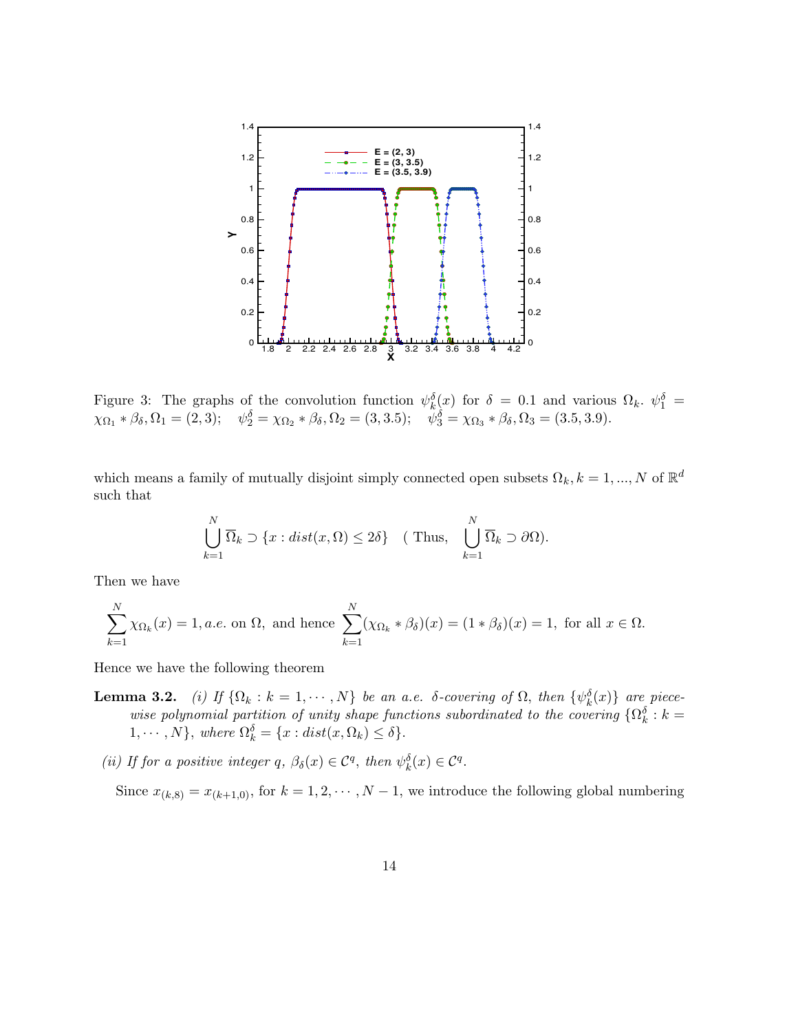Figure 3: The graphs of the convolution function $\psi_k^\delta(x)$ for $\delta = 0.1$ and various $\Omega_k$. $\psi_1^\delta = \chi_{\Omega_1} * \beta_\delta, \Omega_1 = (2,3)$; $\quad \psi_2^\delta = \chi_{\Omega_2} * \beta_\delta, \Omega_2 = (3, 3.5)$; $\quad \psi_3^\delta = \chi_{\Omega_3} * \beta_\delta, \Omega_3 = (3.5, 3.9)$.

which means a family of mutually disjoint simply connected open subsets $\Omega_k, k = 1, ..., N$ of $\mathbb{R}^d$ such that

$$\bigcup_{k=1}^{N} \overline{\Omega}_k \supset \{x : dist(x, \Omega) \le 2\delta\} \quad (\text{ Thus, } \quad \bigcup_{k=1}^{N} \overline{\Omega}_k \supset \partial\Omega).$$

Then we have

$$\sum_{k=1}^{N} \chi_{\Omega_k}(x) = 1, a.e. \text{ on } \Omega, \text{ and hence } \sum_{k=1}^{N} (\chi_{\Omega_k} * \beta_\delta)(x) = (1 * \beta_\delta)(x) = 1, \text{ for all } x \in \Omega.$$

Hence we have the following theorem

**Lemma 3.2.** *(i) If $\{\Omega_k : k = 1, \cdots, N\}$ be an a.e. $\delta$-covering of $\Omega$, then $\{\psi_k^\delta(x)\}$ are piecewise polynomial partition of unity shape functions subordinated to the covering $\{\Omega_k^\delta : k = 1, \cdots, N\}$, where $\Omega_k^\delta = \{x : dist(x, \Omega_k) \le \delta\}$.*

*(ii) If for a positive integer $q$, $\beta_\delta(x) \in \mathcal{C}^q$, then $\psi_k^\delta(x) \in \mathcal{C}^q$.*

Since $x_{(k,8)} = x_{(k+1,0)}$, for $k = 1, 2, \cdots, N-1$, we introduce the following global numbering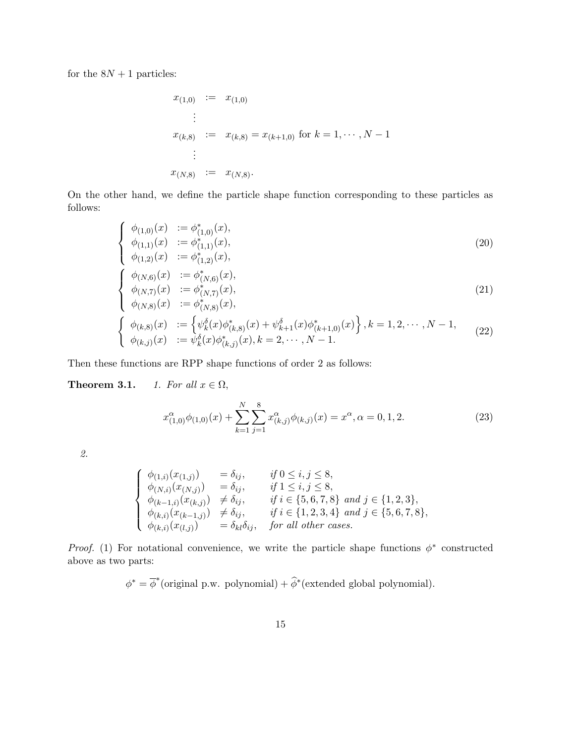for the $8N+1$ particles:

$$
\begin{aligned}
x_{(1,0)} &:= x_{(1,0)} \\
&\vdots \\
x_{(k,8)} &:= x_{(k,8)} = x_{(k+1,0)} \text{ for } k = 1, \cdots, N-1 \\
&\vdots \\
x_{(N,8)} &:= x_{(N,8)}.
\end{aligned}
$$

On the other hand, we define the particle shape function corresponding to these particles as follows:

$$
\begin{cases}
\phi_{(1,0)}(x) & := \phi^*_{(1,0)}(x), \\
\phi_{(1,1)}(x) & := \phi^*_{(1,1)}(x), \\
\phi_{(1,2)}(x) & := \phi^*_{(1,2)}(x),
\end{cases} \tag{20}
$$

$$
\begin{cases}
\phi_{(N,6)}(x) & := \phi^*_{(N,6)}(x), \\
\phi_{(N,7)}(x) & := \phi^*_{(N,7)}(x), \\
\phi_{(N,8)}(x) & := \phi^*_{(N,8)}(x),
\end{cases} \tag{21}
$$

$$
\begin{cases}
\phi_{(k,8)}(x) & := \left\{ \psi^\delta_k(x)\phi^*_{(k,8)}(x) + \psi^\delta_{k+1}(x)\phi^*_{(k+1,0)}(x) \right\}, k = 1, 2, \cdots, N-1, \\
\phi_{(k,j)}(x) & := \psi^\delta_k(x)\phi^*_{(k,j)}(x), k = 2, \cdots, N-1.
\end{cases} \tag{22}
$$

Then these functions are RPP shape functions of order 2 as follows:

**Theorem 3.1.** *1. For all $x \in \Omega$,*

$$
x^\alpha_{(1,0)}\phi_{(1,0)}(x) + \sum_{k=1}^{N}\sum_{j=1}^{8} x^\alpha_{(k,j)}\phi_{(k,j)}(x) = x^\alpha, \alpha = 0, 1, 2. \tag{23}
$$

*2.*

$$
\begin{cases}
\phi_{(1,i)}(x_{(1,j)}) & = \delta_{ij}, & \text{if } 0 \le i, j \le 8, \\
\phi_{(N,i)}(x_{(N,j)}) & = \delta_{ij}, & \text{if } 1 \le i, j \le 8, \\
\phi_{(k-1,i)}(x_{(k,j)}) & \ne \delta_{ij}, & \text{if } i \in \{5,6,7,8\} \text{ and } j \in \{1,2,3\}, \\
\phi_{(k,i)}(x_{(k-1,j)}) & \ne \delta_{ij}, & \text{if } i \in \{1,2,3,4\} \text{ and } j \in \{5,6,7,8\}, \\
\phi_{(k,i)}(x_{(l,j)}) & = \delta_{kl}\delta_{ij}, & \text{for all other cases.}
\end{cases}
$$

*Proof.* (1) For notational convenience, we write the particle shape functions $\phi^*$ constructed above as two parts:

$$
\phi^* = \overline{\phi}^*(\text{original p.w. polynomial}) + \widehat{\phi}^*(\text{extended global polynomial}).
$$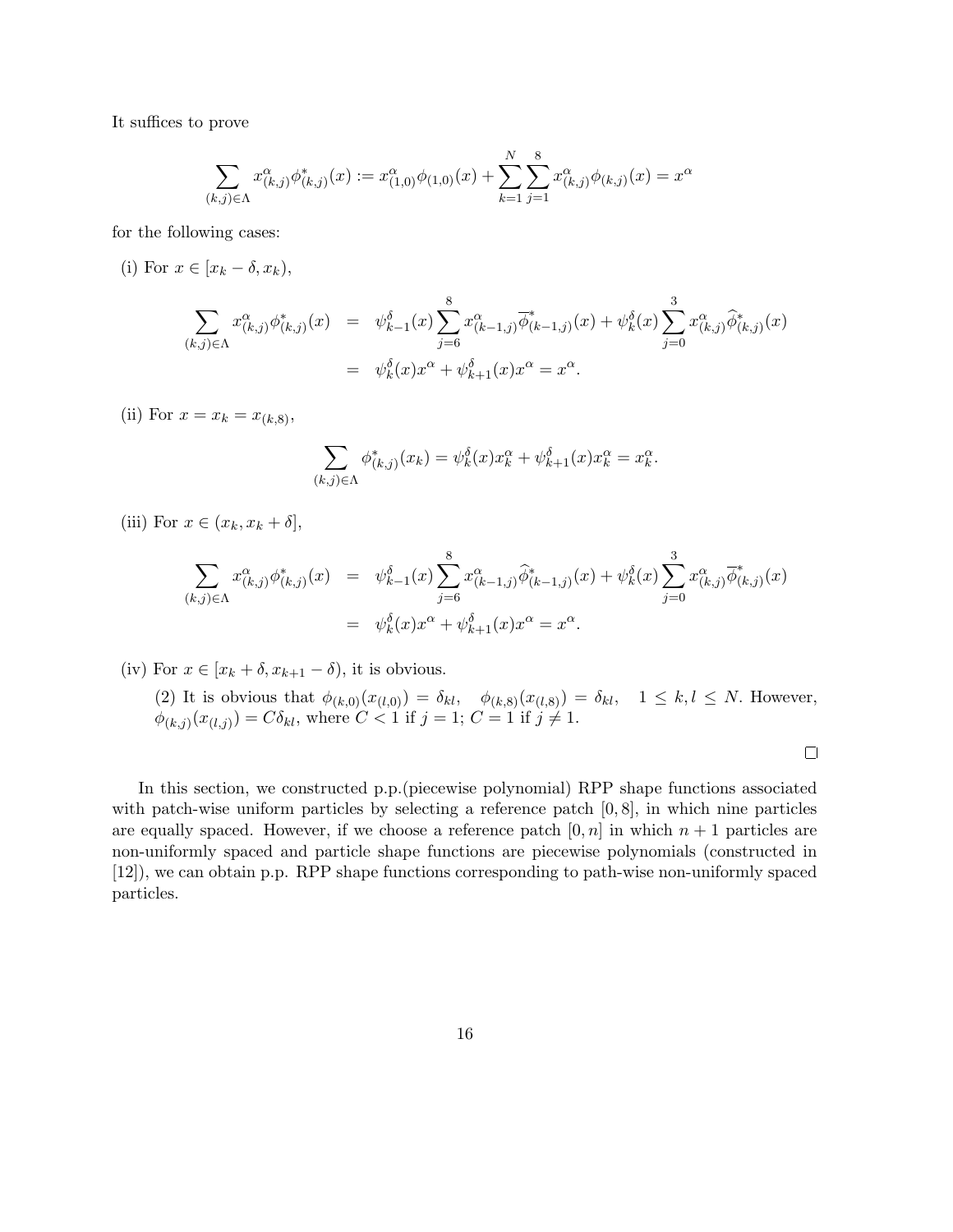It suffices to prove

$$\sum_{(k,j)\in\Lambda} x^{\alpha}_{(k,j)}\phi^{*}_{(k,j)}(x) := x^{\alpha}_{(1,0)}\phi_{(1,0)}(x) + \sum_{k=1}^{N}\sum_{j=1}^{8} x^{\alpha}_{(k,j)}\phi_{(k,j)}(x) = x^{\alpha}$$

for the following cases:

(i) For $x \in [x_k - \delta, x_k)$,

$$\begin{aligned}
\sum_{(k,j)\in\Lambda} x^{\alpha}_{(k,j)}\phi^{*}_{(k,j)}(x) &= \psi^{\delta}_{k-1}(x)\sum_{j=6}^{8} x^{\alpha}_{(k-1,j)}\overline{\phi}^{*}_{(k-1,j)}(x) + \psi^{\delta}_{k}(x)\sum_{j=0}^{3} x^{\alpha}_{(k,j)}\widehat{\phi}^{*}_{(k,j)}(x) \\
&= \psi^{\delta}_{k}(x)x^{\alpha} + \psi^{\delta}_{k+1}(x)x^{\alpha} = x^{\alpha}.
\end{aligned}$$

(ii) For $x = x_k = x_{(k,8)}$,

$$\sum_{(k,j)\in\Lambda} \phi^{*}_{(k,j)}(x_k) = \psi^{\delta}_{k}(x)x^{\alpha}_{k} + \psi^{\delta}_{k+1}(x)x^{\alpha}_{k} = x^{\alpha}_{k}.$$

(iii) For $x \in (x_k, x_k + \delta]$,

$$\begin{aligned}
\sum_{(k,j)\in\Lambda} x^{\alpha}_{(k,j)}\phi^{*}_{(k,j)}(x) &= \psi^{\delta}_{k-1}(x)\sum_{j=6}^{8} x^{\alpha}_{(k-1,j)}\widehat{\phi}^{*}_{(k-1,j)}(x) + \psi^{\delta}_{k}(x)\sum_{j=0}^{3} x^{\alpha}_{(k,j)}\overline{\phi}^{*}_{(k,j)}(x) \\
&= \psi^{\delta}_{k}(x)x^{\alpha} + \psi^{\delta}_{k+1}(x)x^{\alpha} = x^{\alpha}.
\end{aligned}$$

(iv) For $x \in [x_k + \delta, x_{k+1} - \delta)$, it is obvious.

(2) It is obvious that $\phi_{(k,0)}(x_{(l,0)}) = \delta_{kl}, \quad \phi_{(k,8)}(x_{(l,8)}) = \delta_{kl}, \quad 1 \leq k, l \leq N$. However, $\phi_{(k,j)}(x_{(l,j)}) = C\delta_{kl}$, where $C < 1$ if $j = 1$; $C = 1$ if $j \neq 1$.

□

In this section, we constructed p.p.(piecewise polynomial) RPP shape functions associated with patch-wise uniform particles by selecting a reference patch $[0, 8]$, in which nine particles are equally spaced. However, if we choose a reference patch $[0, n]$ in which $n + 1$ particles are non-uniformly spaced and particle shape functions are piecewise polynomials (constructed in [12]), we can obtain p.p. RPP shape functions corresponding to path-wise non-uniformly spaced particles.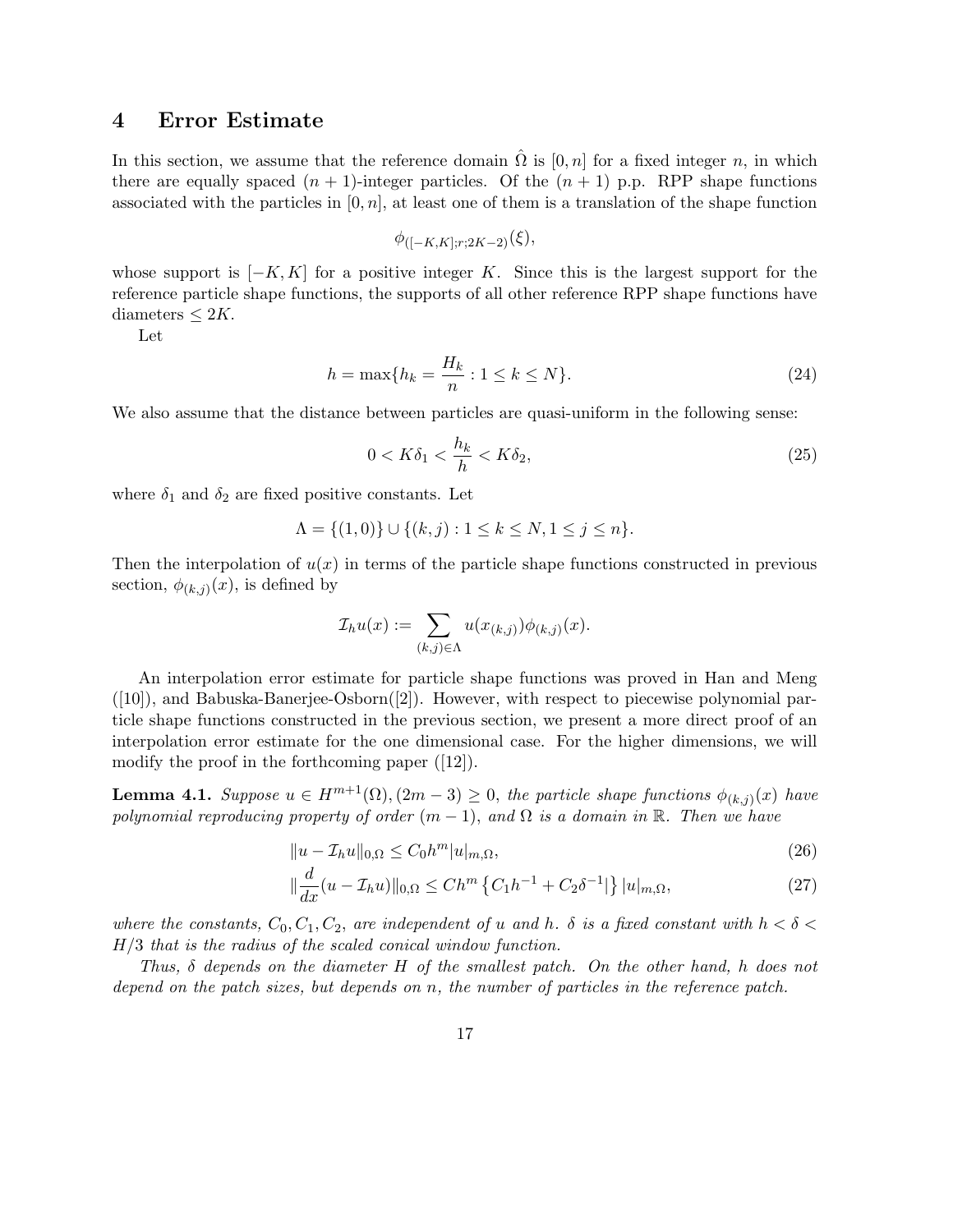## 4 Error Estimate

In this section, we assume that the reference domain $\hat{\Omega}$ is $[0, n]$ for a fixed integer $n$, in which there are equally spaced $(n+1)$-integer particles. Of the $(n+1)$ p.p. RPP shape functions associated with the particles in $[0, n]$, at least one of them is a translation of the shape function

$$\phi_{([-K,K];r;2K-2)}(\xi),$$

whose support is $[-K, K]$ for a positive integer $K$. Since this is the largest support for the reference particle shape functions, the supports of all other reference RPP shape functions have diameters $\leq 2K$.

Let

$$h = \max\{h_k = \frac{H_k}{n} : 1 \leq k \leq N\}. \tag{24}$$

We also assume that the distance between particles are quasi-uniform in the following sense:

$$0 < K\delta_1 < \frac{h_k}{h} < K\delta_2, \tag{25}$$

where $\delta_1$ and $\delta_2$ are fixed positive constants. Let

$$\Lambda = \{(1,0)\} \cup \{(k,j) : 1 \leq k \leq N, 1 \leq j \leq n\}.$$

Then the interpolation of $u(x)$ in terms of the particle shape functions constructed in previous section, $\phi_{(k,j)}(x)$, is defined by

$$\mathcal{I}_h u(x) := \sum_{(k,j)\in\Lambda} u(x_{(k,j)})\phi_{(k,j)}(x).$$

An interpolation error estimate for particle shape functions was proved in Han and Meng ([10]), and Babuska-Banerjee-Osborn([2]). However, with respect to piecewise polynomial particle shape functions constructed in the previous section, we present a more direct proof of an interpolation error estimate for the one dimensional case. For the higher dimensions, we will modify the proof in the forthcoming paper ([12]).

**Lemma 4.1.** *Suppose $u \in H^{m+1}(\Omega), (2m-3) \geq 0$, the particle shape functions $\phi_{(k,j)}(x)$ have polynomial reproducing property of order $(m-1)$, and $\Omega$ is a domain in $\mathbb{R}$. Then we have*

$$\|u - \mathcal{I}_h u\|_{0,\Omega} \leq C_0 h^m |u|_{m,\Omega}, \tag{26}$$

$$\|\frac{d}{dx}(u - \mathcal{I}_h u)\|_{0,\Omega} \leq C h^m \left\{C_1 h^{-1} + C_2 \delta^{-1}|\right\} |u|_{m,\Omega}, \tag{27}$$

*where the constants, $C_0, C_1, C_2$, are independent of $u$ and $h$. $\delta$ is a fixed constant with $h < \delta < H/3$ that is the radius of the scaled conical window function.*

*Thus, $\delta$ depends on the diameter $H$ of the smallest patch. On the other hand, $h$ does not depend on the patch sizes, but depends on $n$, the number of particles in the reference patch.*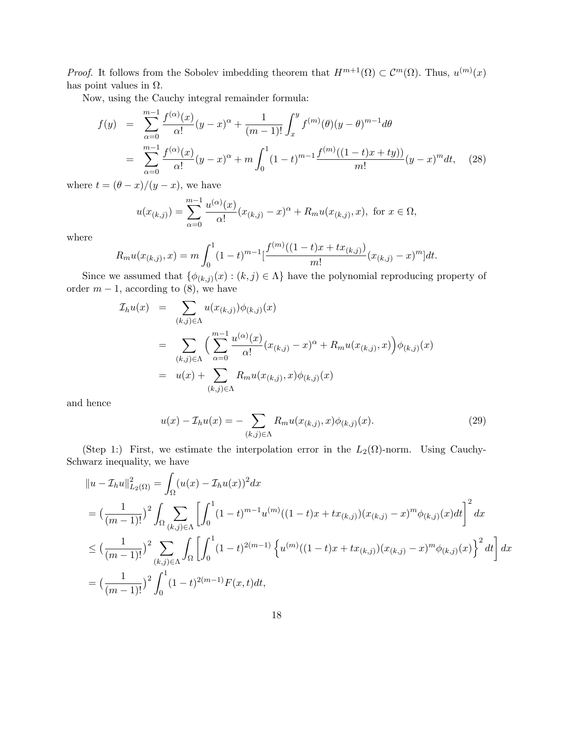*Proof.* It follows from the Sobolev imbedding theorem that $H^{m+1}(\Omega) \subset \mathcal{C}^m(\Omega)$. Thus, $u^{(m)}(x)$ has point values in $\Omega$.

Now, using the Cauchy integral remainder formula:

$$
\begin{aligned}
f(y) &= \sum_{\alpha=0}^{m-1} \frac{f^{(\alpha)}(x)}{\alpha!}(y-x)^\alpha + \frac{1}{(m-1)!}\int_x^y f^{(m)}(\theta)(y-\theta)^{m-1}d\theta \\
&= \sum_{\alpha=0}^{m-1} \frac{f^{(\alpha)}(x)}{\alpha!}(y-x)^\alpha + m\int_0^1 (1-t)^{m-1}\frac{f^{(m)}((1-t)x+ty))}{m!}(y-x)^m dt, \quad (28)
\end{aligned}
$$

where $t = (\theta - x)/(y-x)$, we have

$$
u(x_{(k,j)}) = \sum_{\alpha=0}^{m-1} \frac{u^{(\alpha)}(x)}{\alpha!}(x_{(k,j)} - x)^\alpha + R_m u(x_{(k,j)}, x), \text{ for } x \in \Omega,
$$

where

$$
R_m u(x_{(k,j)}, x) = m\int_0^1 (1-t)^{m-1}[\frac{f^{(m)}((1-t)x+tx_{(k,j)})}{m!}(x_{(k,j)}-x)^m]dt.
$$

Since we assumed that $\{\phi_{(k,j)}(x) : (k,j) \in \Lambda\}$ have the polynomial reproducing property of order $m-1$, according to (8), we have

$$
\begin{aligned}
\mathcal{I}_h u(x) &= \sum_{(k,j)\in\Lambda} u(x_{(k,j)})\phi_{(k,j)}(x) \\
&= \sum_{(k,j)\in\Lambda} \Big(\sum_{\alpha=0}^{m-1} \frac{u^{(\alpha)}(x)}{\alpha!}(x_{(k,j)}-x)^\alpha + R_m u(x_{(k,j)}, x)\Big)\phi_{(k,j)}(x) \\
&= u(x) + \sum_{(k,j)\in\Lambda} R_m u(x_{(k,j)}, x)\phi_{(k,j)}(x)
\end{aligned}
$$

and hence

$$
u(x) - \mathcal{I}_h u(x) = -\sum_{(k,j)\in\Lambda} R_m u(x_{(k,j)}, x)\phi_{(k,j)}(x). \quad (29)
$$

(Step 1:) First, we estimate the interpolation error in the $L_2(\Omega)$-norm. Using Cauchy-Schwarz inequality, we have

$$
\begin{aligned}
&\|u - \mathcal{I}_h u\|^2_{L_2(\Omega)} = \int_\Omega (u(x) - \mathcal{I}_h u(x))^2 dx \\
&= \big(\frac{1}{(m-1)!}\big)^2 \int_\Omega \sum_{(k,j)\in\Lambda} \left[\int_0^1 (1-t)^{m-1}u^{(m)}((1-t)x+tx_{(k,j)})(x_{(k,j)}-x)^m\phi_{(k,j)}(x)dt\right]^2 dx \\
&\le \big(\frac{1}{(m-1)!}\big)^2 \sum_{(k,j)\in\Lambda} \int_\Omega \left[\int_0^1 (1-t)^{2(m-1)}\left\{u^{(m)}((1-t)x+tx_{(k,j)})(x_{(k,j)}-x)^m\phi_{(k,j)}(x)\right\}^2 dt\right] dx \\
&= \big(\frac{1}{(m-1)!}\big)^2 \int_0^1 (1-t)^{2(m-1)} F(x,t)dt,
\end{aligned}
$$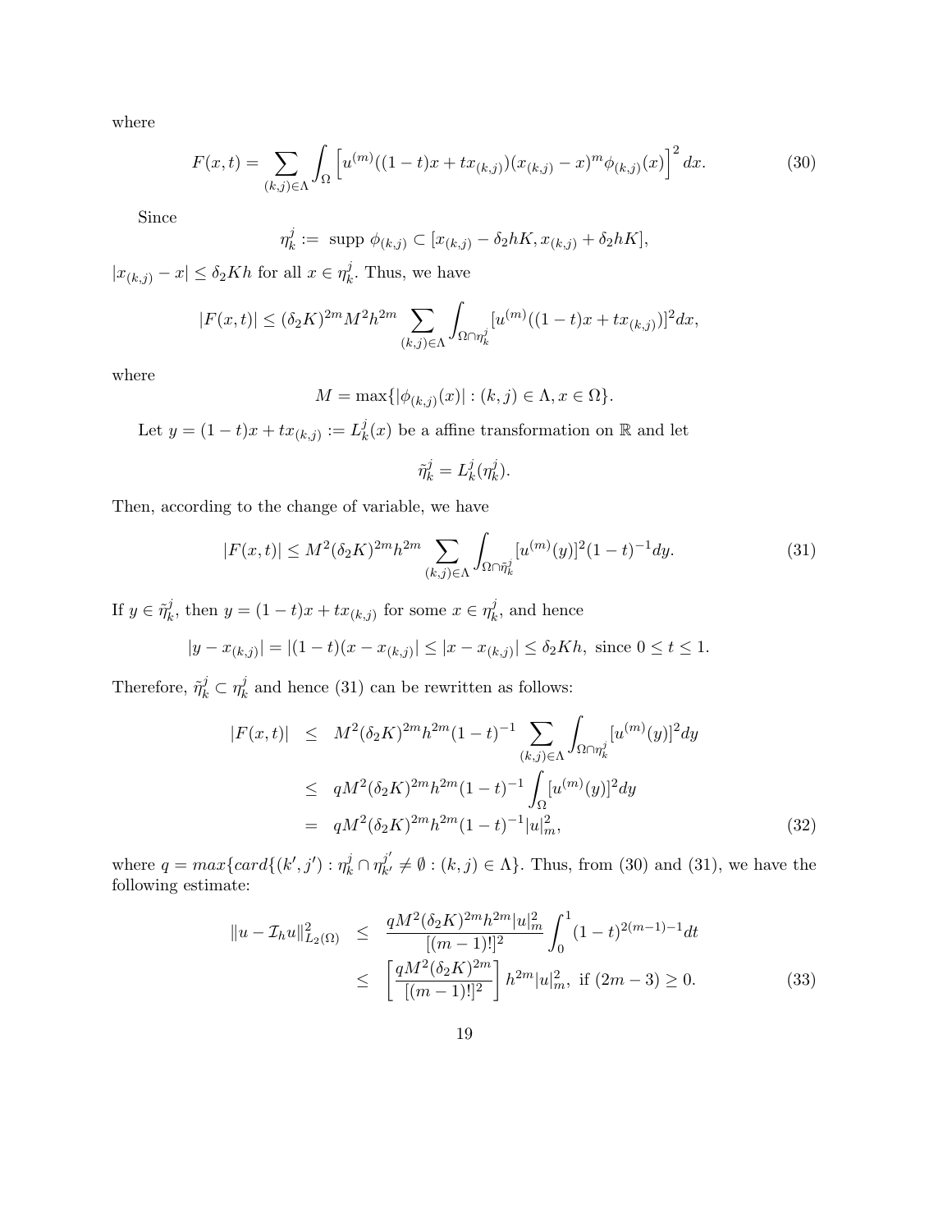where

$$F(x,t) = \sum_{(k,j)\in\Lambda} \int_{\Omega} \left[ u^{(m)}((1-t)x + tx_{(k,j)})(x_{(k,j)} - x)^m \phi_{(k,j)}(x) \right]^2 dx. \tag{30}$$

Since

$$\eta_k^j := \text{ supp } \phi_{(k,j)} \subset [x_{(k,j)} - \delta_2 hK, x_{(k,j)} + \delta_2 hK],$$

$|x_{(k,j)} - x| \leq \delta_2 Kh$ for all $x \in \eta_k^j$. Thus, we have

$$|F(x,t)| \leq (\delta_2 K)^{2m} M^2 h^{2m} \sum_{(k,j)\in\Lambda} \int_{\Omega \cap \eta_k^j} [u^{(m)}((1-t)x + tx_{(k,j)})]^2 dx,$$

where

$$M = \max\{|\phi_{(k,j)}(x)| : (k,j) \in \Lambda, x \in \Omega\}.$$

Let $y = (1-t)x + tx_{(k,j)} := L_k^j(x)$ be a affine transformation on $\mathbb{R}$ and let

$$\tilde{\eta}_k^j = L_k^j(\eta_k^j).$$

Then, according to the change of variable, we have

$$|F(x,t)| \leq M^2 (\delta_2 K)^{2m} h^{2m} \sum_{(k,j)\in\Lambda} \int_{\Omega \cap \tilde{\eta}_k^j} [u^{(m)}(y)]^2 (1-t)^{-1} dy. \tag{31}$$

If $y \in \tilde{\eta}_k^j$, then $y = (1-t)x + tx_{(k,j)}$ for some $x \in \eta_k^j$, and hence

$$|y - x_{(k,j)}| = |(1-t)(x - x_{(k,j)})| \leq |x - x_{(k,j)}| \leq \delta_2 Kh, \text{ since } 0 \leq t \leq 1.$$

Therefore, $\tilde{\eta}_k^j \subset \eta_k^j$ and hence (31) can be rewritten as follows:

$$\begin{aligned}
|F(x,t)| &\leq M^2 (\delta_2 K)^{2m} h^{2m} (1-t)^{-1} \sum_{(k,j)\in\Lambda} \int_{\Omega \cap \eta_k^j} [u^{(m)}(y)]^2 dy \\
&\leq qM^2 (\delta_2 K)^{2m} h^{2m} (1-t)^{-1} \int_{\Omega} [u^{(m)}(y)]^2 dy \\
&= qM^2 (\delta_2 K)^{2m} h^{2m} (1-t)^{-1} |u|_m^2,
\end{aligned} \tag{32}$$

where $q = max\{card\{(k',j') : \eta_k^j \cap \eta_{k'}^{j'} \neq \emptyset : (k,j) \in \Lambda\}$. Thus, from (30) and (31), we have the following estimate:

$$\begin{aligned}
\|u - \mathcal{I}_h u\|_{L_2(\Omega)}^2 &\leq \frac{qM^2 (\delta_2 K)^{2m} h^{2m} |u|_m^2}{[(m-1)!]^2} \int_0^1 (1-t)^{2(m-1)-1} dt \\
&\leq \left[ \frac{qM^2 (\delta_2 K)^{2m}}{[(m-1)!]^2} \right] h^{2m} |u|_m^2, \text{ if } (2m-3) \geq 0.
\end{aligned} \tag{33}$$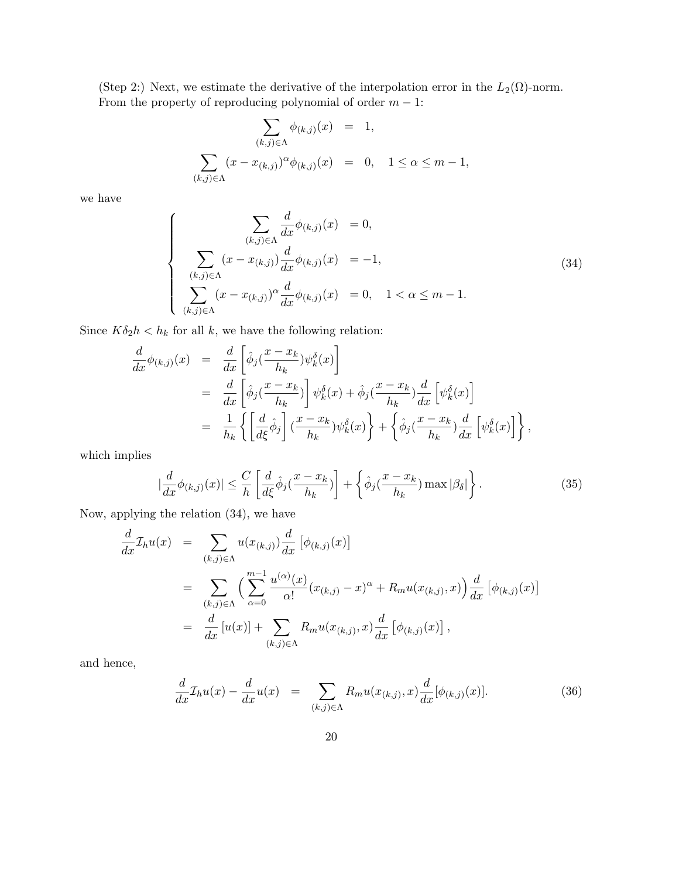(Step 2:) Next, we estimate the derivative of the interpolation error in the $L_2(\Omega)$-norm. From the property of reproducing polynomial of order $m-1$:

$$
\begin{aligned}
\sum_{(k,j)\in\Lambda} \phi_{(k,j)}(x) &= 1,\\
\sum_{(k,j)\in\Lambda} (x - x_{(k,j)})^{\alpha} \phi_{(k,j)}(x) &= 0, \quad 1 \le \alpha \le m-1,
\end{aligned}
$$

we have

$$
\left\{
\begin{aligned}
\sum_{(k,j)\in\Lambda} \frac{d}{dx}\phi_{(k,j)}(x) &= 0,\\
\sum_{(k,j)\in\Lambda} (x - x_{(k,j)}) \frac{d}{dx}\phi_{(k,j)}(x) &= -1,\\
\sum_{(k,j)\in\Lambda} (x - x_{(k,j)})^{\alpha} \frac{d}{dx}\phi_{(k,j)}(x) &= 0, \quad 1 < \alpha \le m-1.
\end{aligned}
\right. \tag{34}
$$

Since $K\delta_2 h < h_k$ for all $k$, we have the following relation:

$$
\begin{aligned}
\frac{d}{dx}\phi_{(k,j)}(x) &= \frac{d}{dx}\left[\hat{\phi}_j(\frac{x-x_k}{h_k})\psi_k^{\delta}(x)\right]\\
&= \frac{d}{dx}\left[\hat{\phi}_j(\frac{x-x_k}{h_k})\right]\psi_k^{\delta}(x) + \hat{\phi}_j(\frac{x-x_k}{h_k})\frac{d}{dx}\left[\psi_k^{\delta}(x)\right]\\
&= \frac{1}{h_k}\left\{\left[\frac{d}{d\xi}\hat{\phi}_j\right](\frac{x-x_k}{h_k})\psi_k^{\delta}(x)\right\} + \left\{\hat{\phi}_j(\frac{x-x_k}{h_k})\frac{d}{dx}\left[\psi_k^{\delta}(x)\right]\right\},
\end{aligned}
$$

which implies

$$
|\frac{d}{dx}\phi_{(k,j)}(x)| \le \frac{C}{h}\left[\frac{d}{d\xi}\hat{\phi}_j(\frac{x-x_k}{h_k})\right] + \left\{\hat{\phi}_j(\frac{x-x_k}{h_k})\max|\beta_{\delta}|\right\}. \tag{35}
$$

Now, applying the relation (34), we have

$$
\begin{aligned}
\frac{d}{dx}\mathcal{I}_h u(x) &= \sum_{(k,j)\in\Lambda} u(x_{(k,j)})\frac{d}{dx}\left[\phi_{(k,j)}(x)\right]\\
&= \sum_{(k,j)\in\Lambda}\Big(\sum_{\alpha=0}^{m-1}\frac{u^{(\alpha)}(x)}{\alpha!}(x_{(k,j)}-x)^{\alpha} + R_m u(x_{(k,j)},x)\Big)\frac{d}{dx}\left[\phi_{(k,j)}(x)\right]\\
&= \frac{d}{dx}\left[u(x)\right] + \sum_{(k,j)\in\Lambda} R_m u(x_{(k,j)},x)\frac{d}{dx}\left[\phi_{(k,j)}(x)\right],
\end{aligned}
$$

and hence,

$$
\frac{d}{dx}\mathcal{I}_h u(x) - \frac{d}{dx}u(x) = \sum_{(k,j)\in\Lambda} R_m u(x_{(k,j)},x)\frac{d}{dx}[\phi_{(k,j)}(x)]. \tag{36}
$$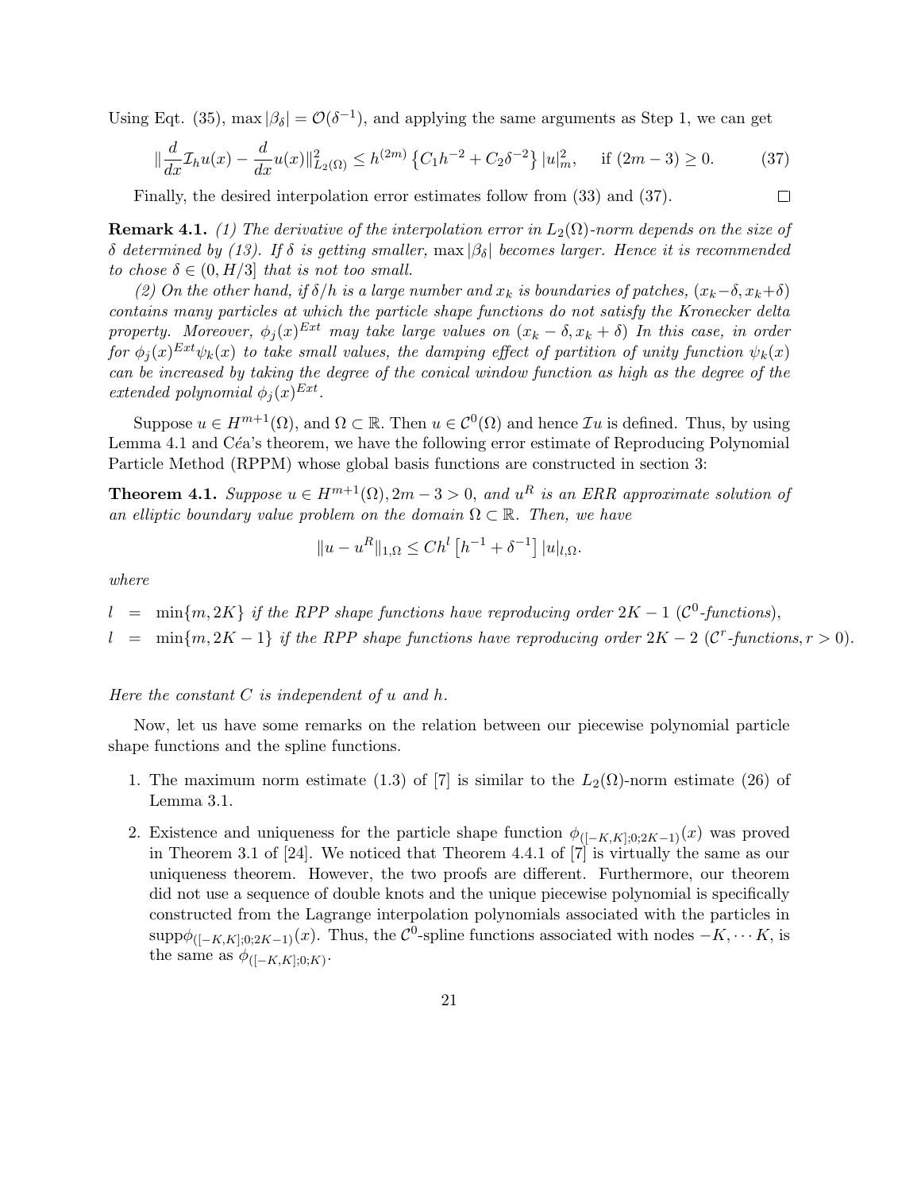Using Eqt. (35), $\max|\beta_\delta| = \mathcal{O}(\delta^{-1})$, and applying the same arguments as Step 1, we can get

$$\|\frac{d}{dx}\mathcal{I}_h u(x) - \frac{d}{dx}u(x)\|^2_{L_2(\Omega)} \leq h^{(2m)}\left\{C_1 h^{-2} + C_2\delta^{-2}\right\}|u|^2_m, \quad \text{if } (2m-3) \geq 0. \tag{37}$$

Finally, the desired interpolation error estimates follow from (33) and (37). $\square$

**Remark 4.1.** *(1) The derivative of the interpolation error in $L_2(\Omega)$-norm depends on the size of $\delta$ determined by (13). If $\delta$ is getting smaller, $\max|\beta_\delta|$ becomes larger. Hence it is recommended to chose $\delta \in (0, H/3]$ that is not too small.*

*(2) On the other hand, if $\delta/h$ is a large number and $x_k$ is boundaries of patches, $(x_k-\delta, x_k+\delta)$ contains many particles at which the particle shape functions do not satisfy the Kronecker delta property. Moreover, $\phi_j(x)^{Ext}$ may take large values on $(x_k-\delta, x_k+\delta)$ In this case, in order for $\phi_j(x)^{Ext}\psi_k(x)$ to take small values, the damping effect of partition of unity function $\psi_k(x)$ can be increased by taking the degree of the conical window function as high as the degree of the extended polynomial $\phi_j(x)^{Ext}$.*

Suppose $u \in H^{m+1}(\Omega)$, and $\Omega \subset \mathbb{R}$. Then $u \in \mathcal{C}^0(\Omega)$ and hence $\mathcal{I}u$ is defined. Thus, by using Lemma 4.1 and Céa's theorem, we have the following error estimate of Reproducing Polynomial Particle Method (RPPM) whose global basis functions are constructed in section 3:

**Theorem 4.1.** *Suppose $u \in H^{m+1}(\Omega), 2m-3 > 0$, and $u^R$ is an ERR approximate solution of an elliptic boundary value problem on the domain $\Omega \subset \mathbb{R}$. Then, we have*

$$\|u - u^R\|_{1,\Omega} \leq Ch^l\left[h^{-1} + \delta^{-1}\right]|u|_{l,\Omega}.$$

*where*

$l \;=\; \min\{m, 2K\}$ *if the RPP shape functions have reproducing order $2K-1$ ($\mathcal{C}^0$-functions),*

$l \;=\; \min\{m, 2K-1\}$ *if the RPP shape functions have reproducing order $2K-2$ ($\mathcal{C}^r$-functions, $r > 0$).*

*Here the constant $C$ is independent of $u$ and $h$.*

Now, let us have some remarks on the relation between our piecewise polynomial particle shape functions and the spline functions.

1. The maximum norm estimate (1.3) of [7] is similar to the $L_2(\Omega)$-norm estimate (26) of Lemma 3.1.

2. Existence and uniqueness for the particle shape function $\phi_{([-K,K];0;2K-1)}(x)$ was proved in Theorem 3.1 of [24]. We noticed that Theorem 4.4.1 of [7] is virtually the same as our uniqueness theorem. However, the two proofs are different. Furthermore, our theorem did not use a sequence of double knots and the unique piecewise polynomial is specifically constructed from the Lagrange interpolation polynomials associated with the particles in $\text{supp}\phi_{([-K,K];0;2K-1)}(x)$. Thus, the $\mathcal{C}^0$-spline functions associated with nodes $-K, \cdots K$, is the same as $\phi_{([-K,K];0;K)}$.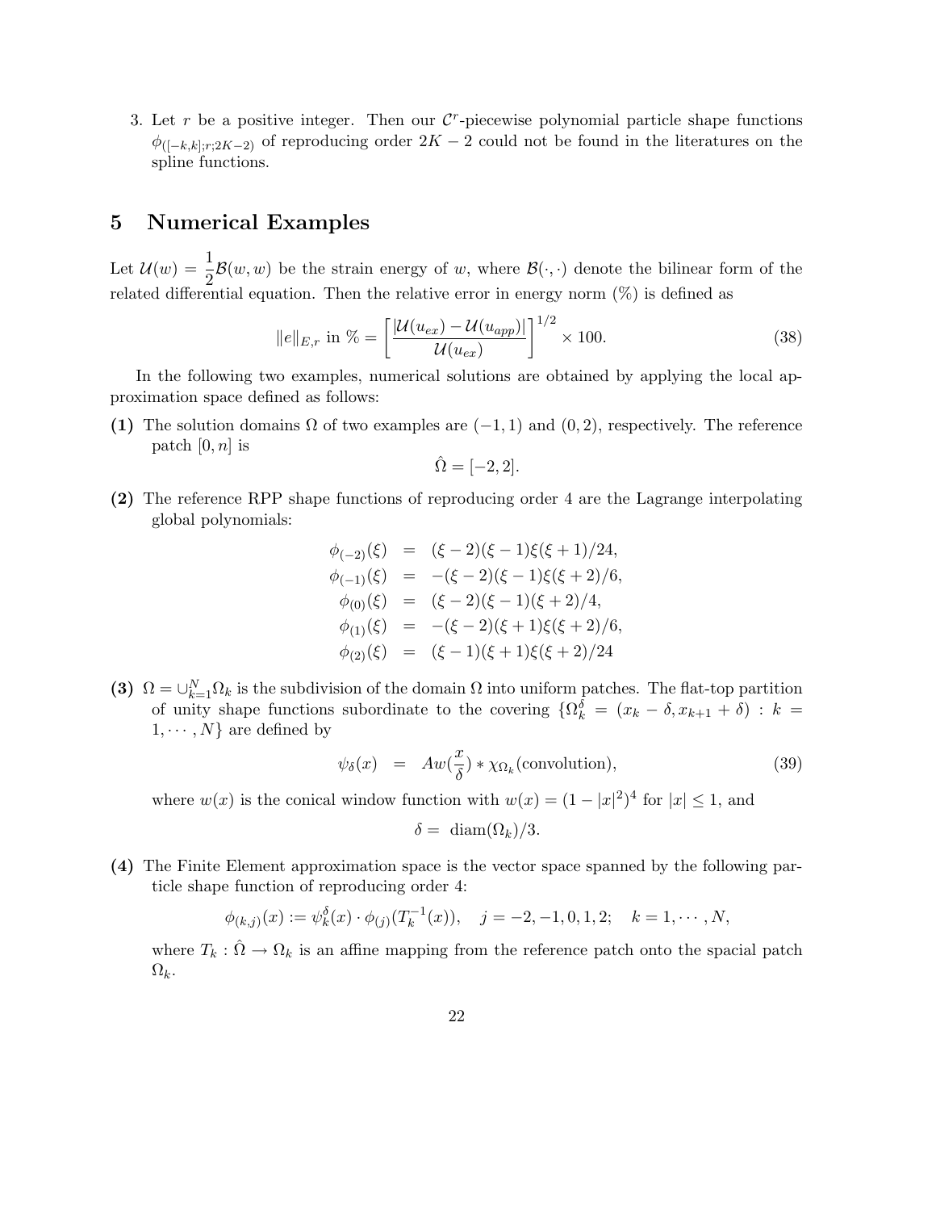3. Let $r$ be a positive integer. Then our $\mathcal{C}^r$-piecewise polynomial particle shape functions $\phi_{([-k,k];r;2K-2)}$ of reproducing order $2K-2$ could not be found in the literatures on the spline functions.

## 5 Numerical Examples

Let $\mathcal{U}(w) = \dfrac{1}{2}\mathcal{B}(w,w)$ be the strain energy of $w$, where $\mathcal{B}(\cdot,\cdot)$ denote the bilinear form of the related differential equation. Then the relative error in energy norm (%) is defined as

$$\|e\|_{E,r} \text{ in } \% = \left[\frac{|\mathcal{U}(u_{ex}) - \mathcal{U}(u_{app})|}{\mathcal{U}(u_{ex})}\right]^{1/2} \times 100. \tag{38}$$

In the following two examples, numerical solutions are obtained by applying the local approximation space defined as follows:

**(1)** The solution domains $\Omega$ of two examples are $(-1,1)$ and $(0,2)$, respectively. The reference patch $[0,n]$ is

$$\hat{\Omega} = [-2,2].$$

**(2)** The reference RPP shape functions of reproducing order 4 are the Lagrange interpolating global polynomials:

$$\begin{aligned}
\phi_{(-2)}(\xi) &= (\xi-2)(\xi-1)\xi(\xi+1)/24, \\
\phi_{(-1)}(\xi) &= -(\xi-2)(\xi-1)\xi(\xi+2)/6, \\
\phi_{(0)}(\xi) &= (\xi-2)(\xi-1)(\xi+2)/4, \\
\phi_{(1)}(\xi) &= -(\xi-2)(\xi+1)\xi(\xi+2)/6, \\
\phi_{(2)}(\xi) &= (\xi-1)(\xi+1)\xi(\xi+2)/24
\end{aligned}$$

**(3)** $\Omega = \cup_{k=1}^{N}\Omega_k$ is the subdivision of the domain $\Omega$ into uniform patches. The flat-top partition of unity shape functions subordinate to the covering $\{\Omega_k^{\delta} = (x_k - \delta, x_{k+1} + \delta) : k = 1, \cdots, N\}$ are defined by

$$\psi_{\delta}(x) = Aw(\frac{x}{\delta}) * \chi_{\Omega_k}(\text{convolution}), \tag{39}$$

where $w(x)$ is the conical window function with $w(x) = (1-|x|^2)^4$ for $|x| \leq 1$, and

$$\delta = \text{ diam}(\Omega_k)/3.$$

**(4)** The Finite Element approximation space is the vector space spanned by the following particle shape function of reproducing order 4:

$$\phi_{(k,j)}(x) := \psi_k^{\delta}(x) \cdot \phi_{(j)}(T_k^{-1}(x)), \quad j = -2,-1,0,1,2; \quad k = 1,\cdots,N,$$

where $T_k : \hat{\Omega} \to \Omega_k$ is an affine mapping from the reference patch onto the spacial patch $\Omega_k$.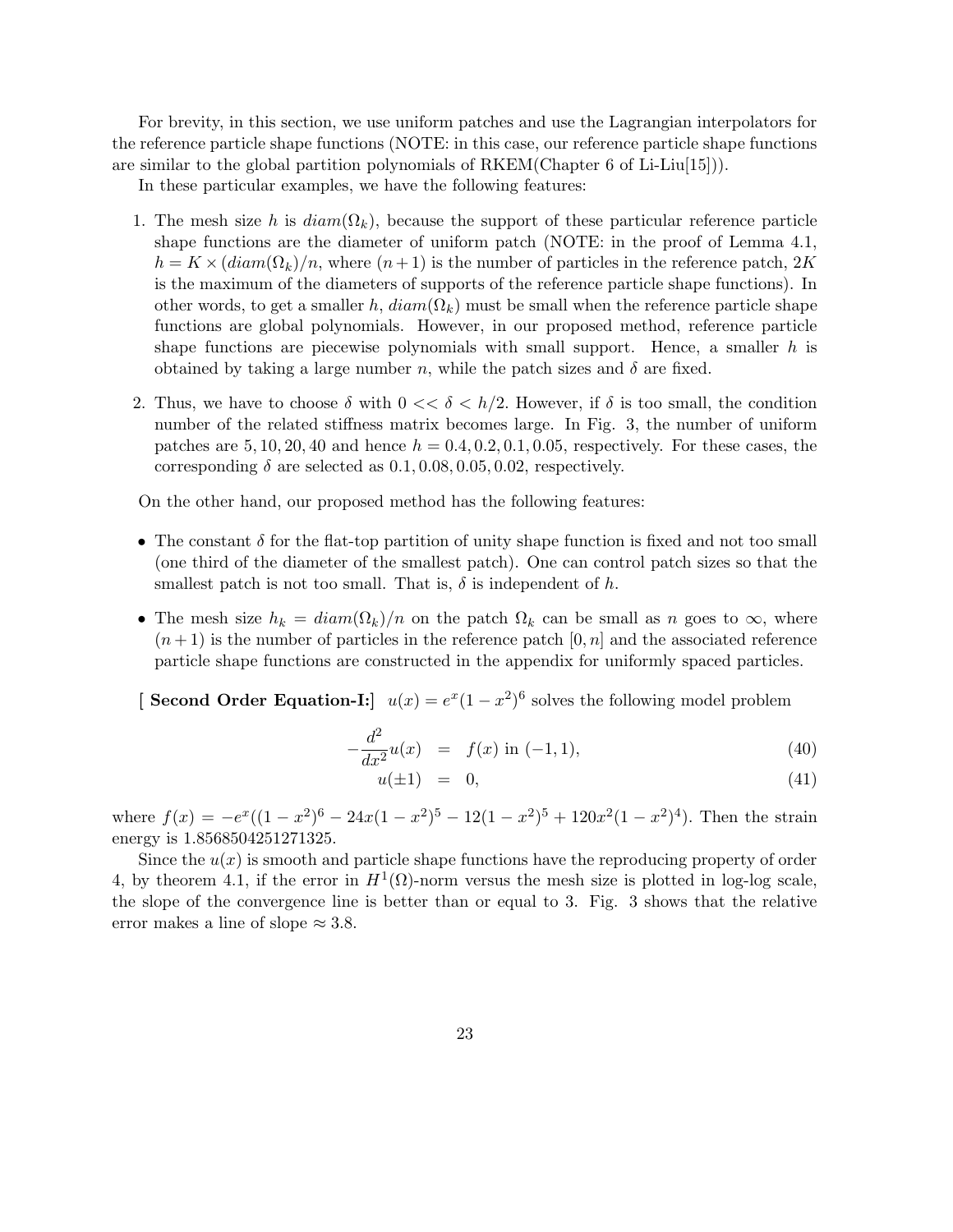For brevity, in this section, we use uniform patches and use the Lagrangian interpolators for the reference particle shape functions (NOTE: in this case, our reference particle shape functions are similar to the global partition polynomials of RKEM(Chapter 6 of Li-Liu[15])).

In these particular examples, we have the following features:

1. The mesh size $h$ is $diam(\Omega_k)$, because the support of these particular reference particle shape functions are the diameter of uniform patch (NOTE: in the proof of Lemma 4.1, $h = K \times (diam(\Omega_k)/n$, where $(n+1)$ is the number of particles in the reference patch, $2K$ is the maximum of the diameters of supports of the reference particle shape functions). In other words, to get a smaller $h$, $diam(\Omega_k)$ must be small when the reference particle shape functions are global polynomials. However, in our proposed method, reference particle shape functions are piecewise polynomials with small support. Hence, a smaller $h$ is obtained by taking a large number $n$, while the patch sizes and $\delta$ are fixed.

2. Thus, we have to choose $\delta$ with $0 << \delta < h/2$. However, if $\delta$ is too small, the condition number of the related stiffness matrix becomes large. In Fig. 3, the number of uniform patches are $5, 10, 20, 40$ and hence $h = 0.4, 0.2, 0.1, 0.05$, respectively. For these cases, the corresponding $\delta$ are selected as $0.1, 0.08, 0.05, 0.02$, respectively.

On the other hand, our proposed method has the following features:

- The constant $\delta$ for the flat-top partition of unity shape function is fixed and not too small (one third of the diameter of the smallest patch). One can control patch sizes so that the smallest patch is not too small. That is, $\delta$ is independent of $h$.

- The mesh size $h_k = diam(\Omega_k)/n$ on the patch $\Omega_k$ can be small as $n$ goes to $\infty$, where $(n+1)$ is the number of particles in the reference patch $[0, n]$ and the associated reference particle shape functions are constructed in the appendix for uniformly spaced particles.

[ **Second Order Equation-I:**] $u(x) = e^x(1-x^2)^6$ solves the following model problem

$$-\frac{d^2}{dx^2}u(x) = f(x) \text{ in } (-1,1), \tag{40}$$

$$u(\pm 1) = 0, \tag{41}$$

where $f(x) = -e^x((1-x^2)^6 - 24x(1-x^2)^5 - 12(1-x^2)^5 + 120x^2(1-x^2)^4)$. Then the strain energy is 1.8568504251271325.

Since the $u(x)$ is smooth and particle shape functions have the reproducing property of order 4, by theorem 4.1, if the error in $H^1(\Omega)$-norm versus the mesh size is plotted in log-log scale, the slope of the convergence line is better than or equal to 3. Fig. 3 shows that the relative error makes a line of slope $\approx 3.8$.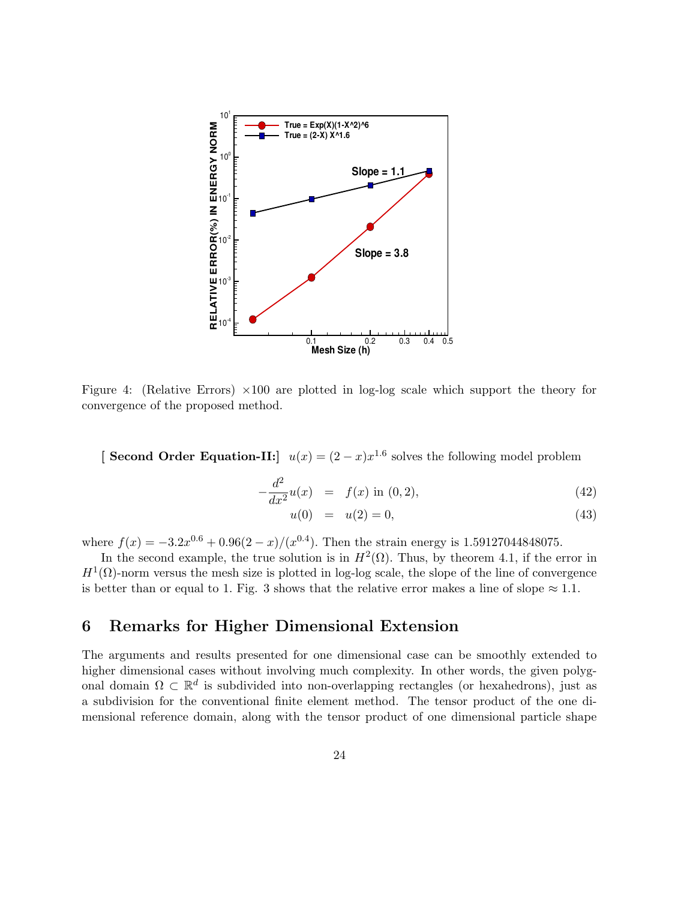Figure 4: (Relative Errors) $\times 100$ are plotted in log-log scale which support the theory for convergence of the proposed method.

[ **Second Order Equation-II:**] $u(x) = (2-x)x^{1.6}$ solves the following model problem

$$-\frac{d^2}{dx^2}u(x) = f(x) \text{ in } (0,2), \tag{42}$$

$$u(0) = u(2) = 0, \tag{43}$$

where $f(x) = -3.2x^{0.6} + 0.96(2-x)/(x^{0.4})$. Then the strain energy is 1.59127044848075.

In the second example, the true solution is in $H^2(\Omega)$. Thus, by theorem 4.1, if the error in $H^1(\Omega)$-norm versus the mesh size is plotted in log-log scale, the slope of the line of convergence is better than or equal to 1. Fig. 3 shows that the relative error makes a line of slope $\approx 1.1$.

## 6 Remarks for Higher Dimensional Extension

The arguments and results presented for one dimensional case can be smoothly extended to higher dimensional cases without involving much complexity. In other words, the given polygonal domain $\Omega \subset \mathbb{R}^d$ is subdivided into non-overlapping rectangles (or hexahedrons), just as a subdivision for the conventional finite element method. The tensor product of the one dimensional reference domain, along with the tensor product of one dimensional particle shape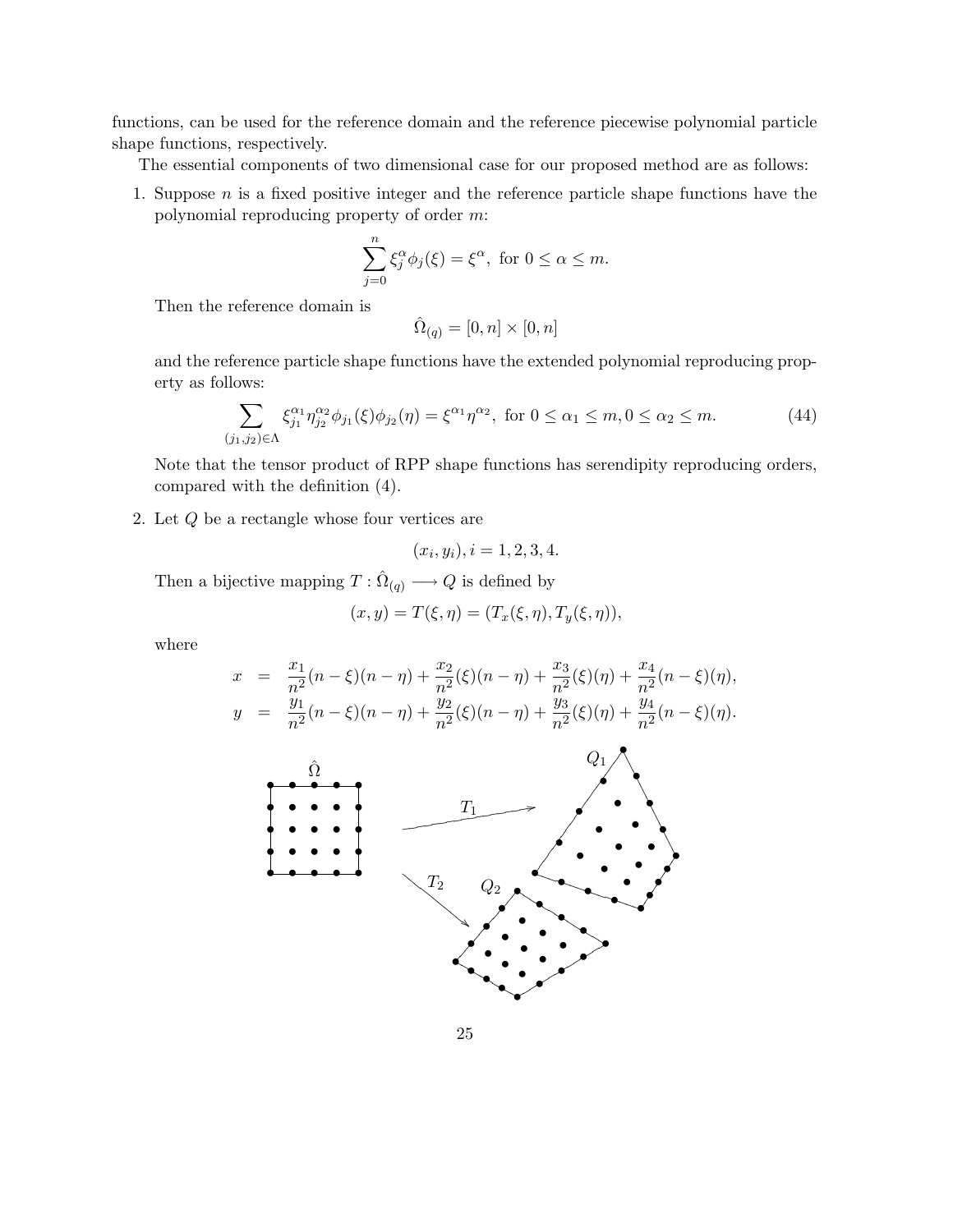functions, can be used for the reference domain and the reference piecewise polynomial particle shape functions, respectively.

The essential components of two dimensional case for our proposed method are as follows:

1. Suppose $n$ is a fixed positive integer and the reference particle shape functions have the polynomial reproducing property of order $m$:

$$\sum_{j=0}^{n} \xi_j^{\alpha} \phi_j(\xi) = \xi^{\alpha}, \text{ for } 0 \leq \alpha \leq m.$$

   Then the reference domain is

$$\hat{\Omega}_{(q)} = [0, n] \times [0, n]$$

   and the reference particle shape functions have the extended polynomial reproducing property as follows:

$$\sum_{(j_1, j_2) \in \Lambda} \xi_{j_1}^{\alpha_1} \eta_{j_2}^{\alpha_2} \phi_{j_1}(\xi) \phi_{j_2}(\eta) = \xi^{\alpha_1} \eta^{\alpha_2}, \text{ for } 0 \leq \alpha_1 \leq m, 0 \leq \alpha_2 \leq m. \tag{44}$$

   Note that the tensor product of RPP shape functions has serendipity reproducing orders, compared with the definition (4).

2. Let $Q$ be a rectangle whose four vertices are

$$(x_i, y_i), i = 1, 2, 3, 4.$$

   Then a bijective mapping $T : \hat{\Omega}_{(q)} \longrightarrow Q$ is defined by

$$(x, y) = T(\xi, \eta) = (T_x(\xi, \eta), T_y(\xi, \eta)),$$

   where

$$\begin{aligned} x &= \frac{x_1}{n^2}(n - \xi)(n - \eta) + \frac{x_2}{n^2}(\xi)(n - \eta) + \frac{x_3}{n^2}(\xi)(\eta) + \frac{x_4}{n^2}(n - \xi)(\eta), \\ y &= \frac{y_1}{n^2}(n - \xi)(n - \eta) + \frac{y_2}{n^2}(\xi)(n - \eta) + \frac{y_3}{n^2}(\xi)(\eta) + \frac{y_4}{n^2}(n - \xi)(\eta). \end{aligned}$$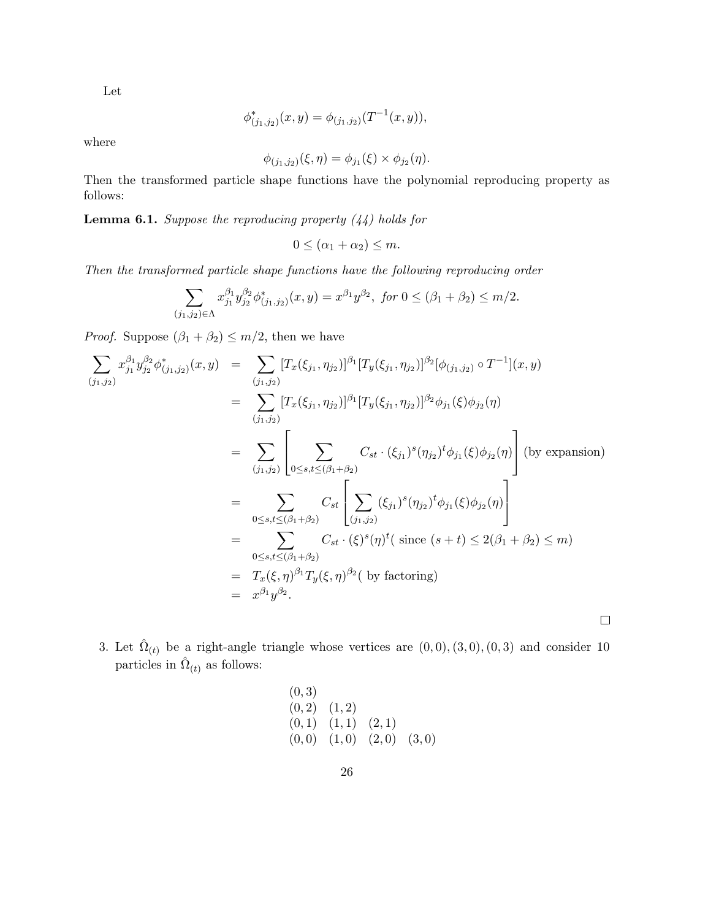Let

$$\phi^*_{(j_1,j_2)}(x,y) = \phi_{(j_1,j_2)}(T^{-1}(x,y)),$$

where

$$\phi_{(j_1,j_2)}(\xi,\eta) = \phi_{j_1}(\xi) \times \phi_{j_2}(\eta).$$

Then the transformed particle shape functions have the polynomial reproducing property as follows:

**Lemma 6.1.** *Suppose the reproducing property (44) holds for*

$$0 \leq (\alpha_1 + \alpha_2) \leq m.$$

*Then the transformed particle shape functions have the following reproducing order*

$$\sum_{(j_1,j_2)\in\Lambda} x_{j_1}^{\beta_1} y_{j_2}^{\beta_2} \phi^*_{(j_1,j_2)}(x,y) = x^{\beta_1} y^{\beta_2}, \text{ for } 0 \leq (\beta_1 + \beta_2) \leq m/2.$$

*Proof.* Suppose $(\beta_1 + \beta_2) \leq m/2$, then we have

$$\begin{aligned}
\sum_{(j_1,j_2)} x_{j_1}^{\beta_1} y_{j_2}^{\beta_2} \phi^*_{(j_1,j_2)}(x,y) &= \sum_{(j_1,j_2)} [T_x(\xi_{j_1},\eta_{j_2})]^{\beta_1} [T_y(\xi_{j_1},\eta_{j_2})]^{\beta_2} [\phi_{(j_1,j_2)} \circ T^{-1}](x,y) \\
&= \sum_{(j_1,j_2)} [T_x(\xi_{j_1},\eta_{j_2})]^{\beta_1} [T_y(\xi_{j_1},\eta_{j_2})]^{\beta_2} \phi_{j_1}(\xi)\phi_{j_2}(\eta) \\
&= \sum_{(j_1,j_2)} \left[ \sum_{0\leq s,t \leq (\beta_1+\beta_2)} C_{st} \cdot (\xi_{j_1})^s (\eta_{j_2})^t \phi_{j_1}(\xi)\phi_{j_2}(\eta) \right] \text{(by expansion)} \\
&= \sum_{0\leq s,t \leq (\beta_1+\beta_2)} C_{st} \left[ \sum_{(j_1,j_2)} (\xi_{j_1})^s (\eta_{j_2})^t \phi_{j_1}(\xi)\phi_{j_2}(\eta) \right] \\
&= \sum_{0\leq s,t \leq (\beta_1+\beta_2)} C_{st} \cdot (\xi)^s (\eta)^t (\text{ since } (s+t) \leq 2(\beta_1+\beta_2) \leq m) \\
&= T_x(\xi,\eta)^{\beta_1} T_y(\xi,\eta)^{\beta_2} (\text{ by factoring}) \\
&= x^{\beta_1} y^{\beta_2}.
\end{aligned}$$

□

3. Let $\hat{\Omega}_{(t)}$ be a right-angle triangle whose vertices are $(0,0), (3,0), (0,3)$ and consider 10 particles in $\hat{\Omega}_{(t)}$ as follows:

$$\begin{array}{llll}
(0,3) & & & \\
(0,2) & (1,2) & & \\
(0,1) & (1,1) & (2,1) & \\
(0,0) & (1,0) & (2,0) & (3,0)
\end{array}$$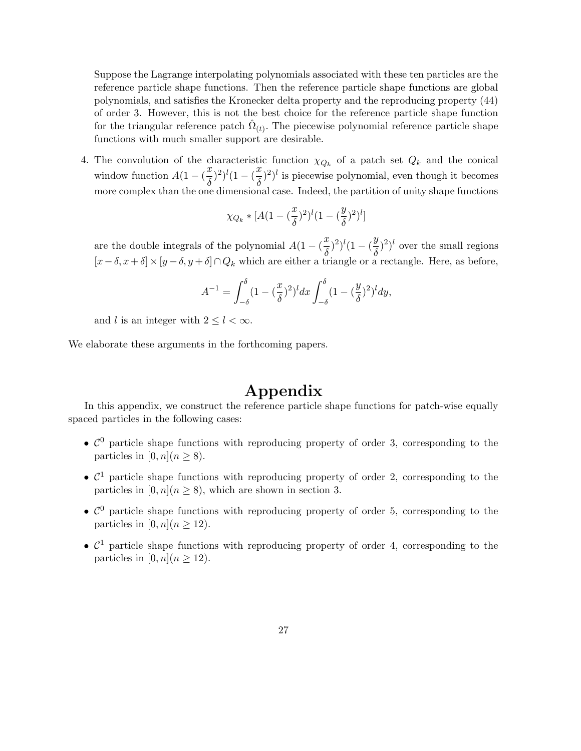Suppose the Lagrange interpolating polynomials associated with these ten particles are the reference particle shape functions. Then the reference particle shape functions are global polynomials, and satisfies the Kronecker delta property and the reproducing property (44) of order 3. However, this is not the best choice for the reference particle shape function for the triangular reference patch $\hat{\Omega}_{(t)}$. The piecewise polynomial reference particle shape functions with much smaller support are desirable.

4. The convolution of the characteristic function $\chi_{Q_k}$ of a patch set $Q_k$ and the conical window function $A(1-(\frac{x}{\delta})^2)^l(1-(\frac{x}{\delta})^2)^l$ is piecewise polynomial, even though it becomes more complex than the one dimensional case. Indeed, the partition of unity shape functions

$$\chi_{Q_k} * [A(1-(\frac{x}{\delta})^2)^l(1-(\frac{y}{\delta})^2)^l]$$

are the double integrals of the polynomial $A(1-(\frac{x}{\delta})^2)^l(1-(\frac{y}{\delta})^2)^l$ over the small regions $[x-\delta, x+\delta] \times [y-\delta, y+\delta] \cap Q_k$ which are either a triangle or a rectangle. Here, as before,

$$A^{-1} = \int_{-\delta}^{\delta}(1-(\frac{x}{\delta})^2)^l dx \int_{-\delta}^{\delta}(1-(\frac{y}{\delta})^2)^l dy,$$

and $l$ is an integer with $2 \leq l < \infty$.

We elaborate these arguments in the forthcoming papers.

# Appendix

In this appendix, we construct the reference particle shape functions for patch-wise equally spaced particles in the following cases:

- $\mathcal{C}^0$ particle shape functions with reproducing property of order 3, corresponding to the particles in $[0, n] (n \geq 8)$.
- $\mathcal{C}^1$ particle shape functions with reproducing property of order 2, corresponding to the particles in $[0, n] (n \geq 8)$, which are shown in section 3.
- $\mathcal{C}^0$ particle shape functions with reproducing property of order 5, corresponding to the particles in $[0, n] (n \geq 12)$.
- $\mathcal{C}^1$ particle shape functions with reproducing property of order 4, corresponding to the particles in $[0, n] (n \geq 12)$.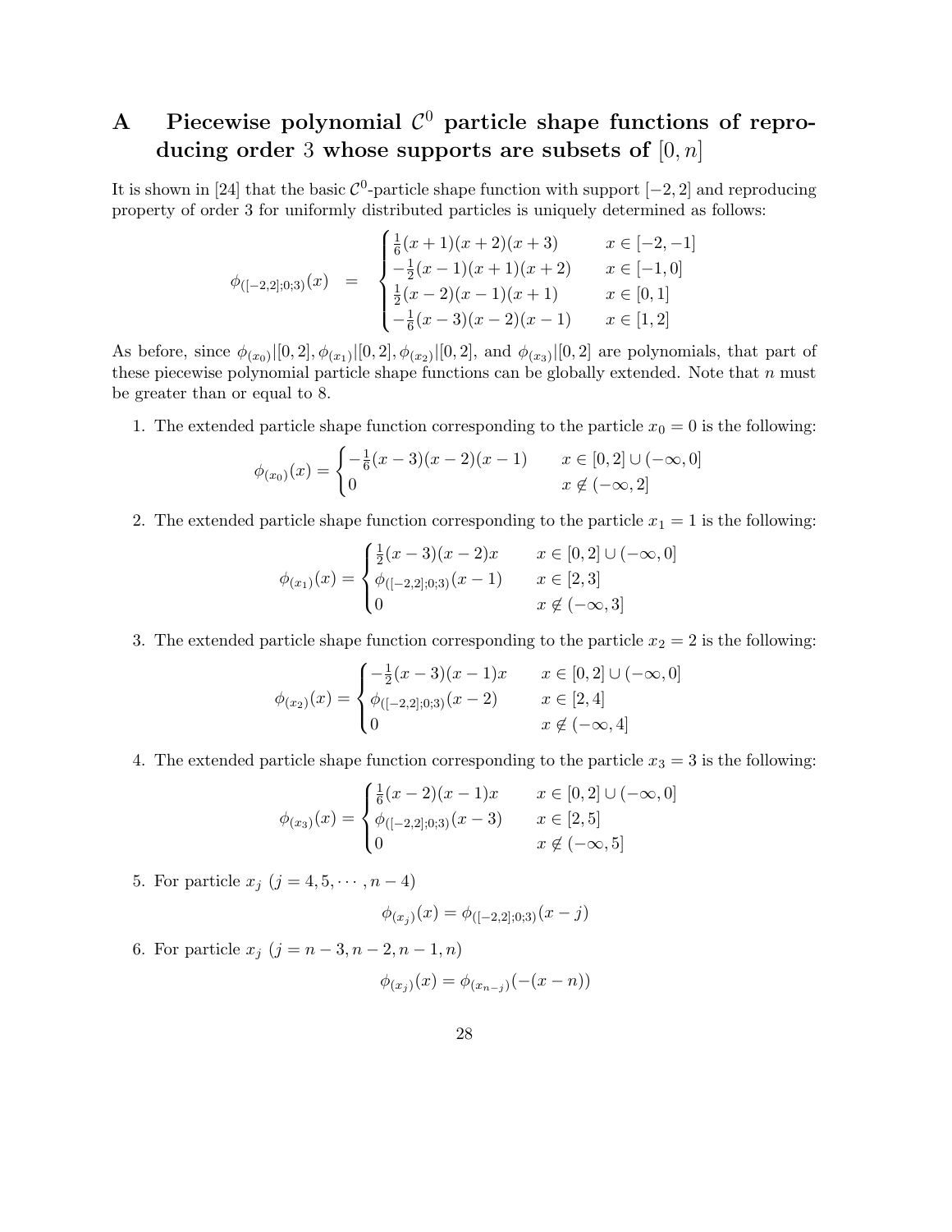# A Piecewise polynomial $\mathcal{C}^0$ particle shape functions of reproducing order 3 whose supports are subsets of $[0, n]$

It is shown in [24] that the basic $\mathcal{C}^0$-particle shape function with support $[-2, 2]$ and reproducing property of order 3 for uniformly distributed particles is uniquely determined as follows:

$$
\phi_{([-2,2];0;3)}(x) = \begin{cases} \frac{1}{6}(x+1)(x+2)(x+3) & x \in [-2,-1] \\ -\frac{1}{2}(x-1)(x+1)(x+2) & x \in [-1,0] \\ \frac{1}{2}(x-2)(x-1)(x+1) & x \in [0,1] \\ -\frac{1}{6}(x-3)(x-2)(x-1) & x \in [1,2] \end{cases}
$$

As before, since $\phi_{(x_0)}|[0,2], \phi_{(x_1)}|[0,2], \phi_{(x_2)}|[0,2]$, and $\phi_{(x_3)}|[0,2]$ are polynomials, that part of these piecewise polynomial particle shape functions can be globally extended. Note that $n$ must be greater than or equal to 8.

1. The extended particle shape function corresponding to the particle $x_0 = 0$ is the following:

$$
\phi_{(x_0)}(x) = \begin{cases} -\frac{1}{6}(x-3)(x-2)(x-1) & x \in [0,2] \cup (-\infty, 0] \\ 0 & x \notin (-\infty, 2] \end{cases}
$$

2. The extended particle shape function corresponding to the particle $x_1 = 1$ is the following:

$$
\phi_{(x_1)}(x) = \begin{cases} \frac{1}{2}(x-3)(x-2)x & x \in [0,2] \cup (-\infty, 0] \\ \phi_{([-2,2];0;3)}(x-1) & x \in [2,3] \\ 0 & x \notin (-\infty, 3] \end{cases}
$$

3. The extended particle shape function corresponding to the particle $x_2 = 2$ is the following:

$$
\phi_{(x_2)}(x) = \begin{cases} -\frac{1}{2}(x-3)(x-1)x & x \in [0,2] \cup (-\infty, 0] \\ \phi_{([-2,2];0;3)}(x-2) & x \in [2,4] \\ 0 & x \notin (-\infty, 4] \end{cases}
$$

4. The extended particle shape function corresponding to the particle $x_3 = 3$ is the following:

$$
\phi_{(x_3)}(x) = \begin{cases} \frac{1}{6}(x-2)(x-1)x & x \in [0,2] \cup (-\infty, 0] \\ \phi_{([-2,2];0;3)}(x-3) & x \in [2,5] \\ 0 & x \notin (-\infty, 5] \end{cases}
$$

5. For particle $x_j$ $(j = 4, 5, \cdots, n-4)$

$$
\phi_{(x_j)}(x) = \phi_{([-2,2];0;3)}(x-j)
$$

6. For particle $x_j$ $(j = n-3, n-2, n-1, n)$

$$
\phi_{(x_j)}(x) = \phi_{(x_{n-j})}(-(x-n))
$$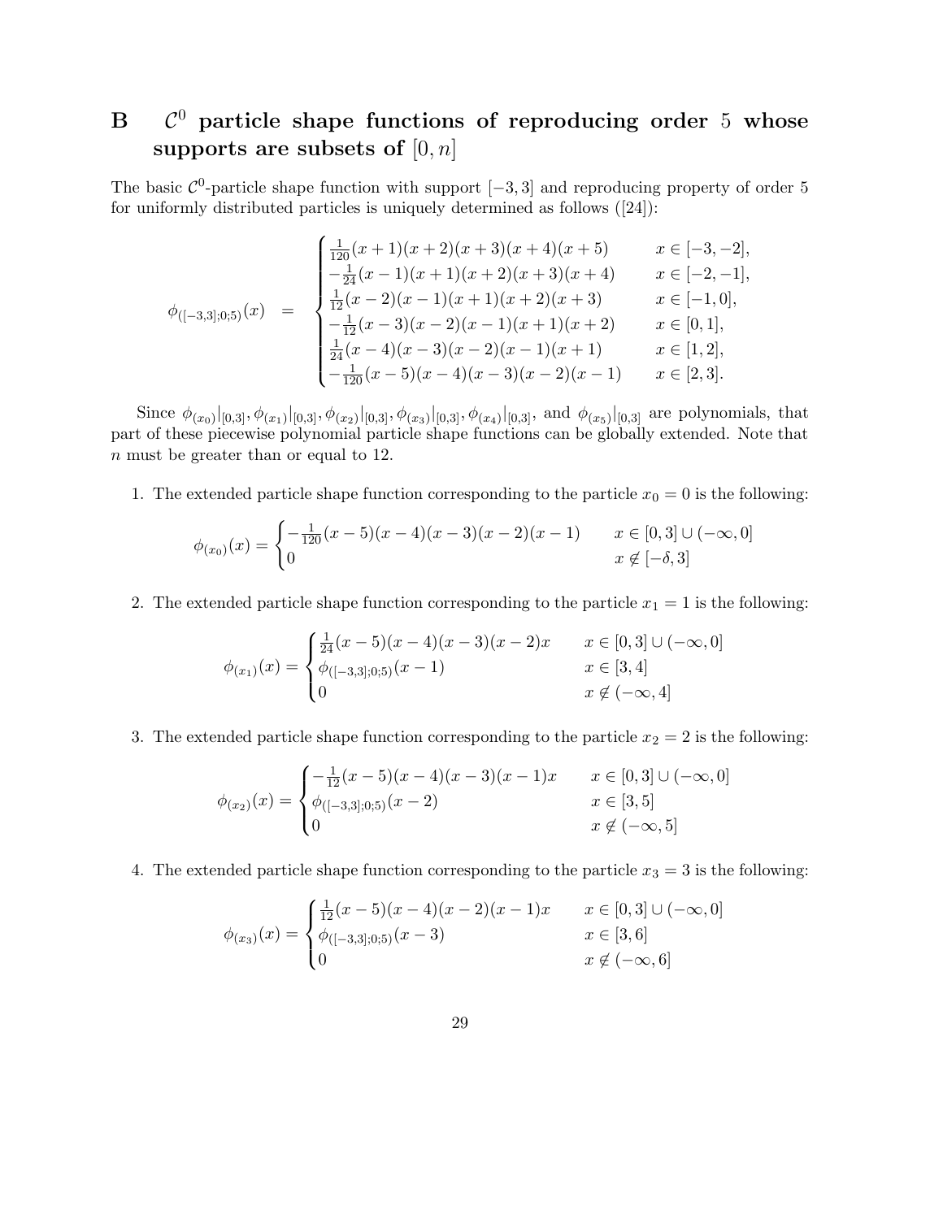# B $\mathcal{C}^0$ particle shape functions of reproducing order 5 whose supports are subsets of $[0, n]$

The basic $\mathcal{C}^0$-particle shape function with support $[-3, 3]$ and reproducing property of order 5 for uniformly distributed particles is uniquely determined as follows ([24]):

$$
\phi_{([-3,3];0;5)}(x) \quad = \quad \begin{cases} \frac{1}{120}(x+1)(x+2)(x+3)(x+4)(x+5) & x \in [-3,-2], \\ -\frac{1}{24}(x-1)(x+1)(x+2)(x+3)(x+4) & x \in [-2,-1], \\ \frac{1}{12}(x-2)(x-1)(x+1)(x+2)(x+3) & x \in [-1,0], \\ -\frac{1}{12}(x-3)(x-2)(x-1)(x+1)(x+2) & x \in [0,1], \\ \frac{1}{24}(x-4)(x-3)(x-2)(x-1)(x+1) & x \in [1,2], \\ -\frac{1}{120}(x-5)(x-4)(x-3)(x-2)(x-1) & x \in [2,3]. \end{cases}
$$

Since $\phi_{(x_0)}|_{[0,3]}, \phi_{(x_1)}|_{[0,3]}, \phi_{(x_2)}|_{[0,3]}, \phi_{(x_3)}|_{[0,3]}, \phi_{(x_4)}|_{[0,3]}$, and $\phi_{(x_5)}|_{[0,3]}$ are polynomials, that part of these piecewise polynomial particle shape functions can be globally extended. Note that $n$ must be greater than or equal to 12.

1. The extended particle shape function corresponding to the particle $x_0 = 0$ is the following:

$$
\phi_{(x_0)}(x) = \begin{cases} -\frac{1}{120}(x-5)(x-4)(x-3)(x-2)(x-1) & x \in [0,3] \cup (-\infty, 0] \\ 0 & x \notin [-\delta, 3] \end{cases}
$$

2. The extended particle shape function corresponding to the particle $x_1 = 1$ is the following:

$$
\phi_{(x_1)}(x) = \begin{cases} \frac{1}{24}(x-5)(x-4)(x-3)(x-2)x & x \in [0,3] \cup (-\infty, 0] \\ \phi_{([-3,3];0;5)}(x-1) & x \in [3,4] \\ 0 & x \notin (-\infty, 4] \end{cases}
$$

3. The extended particle shape function corresponding to the particle $x_2 = 2$ is the following:

$$
\phi_{(x_2)}(x) = \begin{cases} -\frac{1}{12}(x-5)(x-4)(x-3)(x-1)x & x \in [0,3] \cup (-\infty, 0] \\ \phi_{([-3,3];0;5)}(x-2) & x \in [3,5] \\ 0 & x \notin (-\infty, 5] \end{cases}
$$

4. The extended particle shape function corresponding to the particle $x_3 = 3$ is the following:

$$
\phi_{(x_3)}(x) = \begin{cases} \frac{1}{12}(x-5)(x-4)(x-2)(x-1)x & x \in [0,3] \cup (-\infty, 0] \\ \phi_{([-3,3];0;5)}(x-3) & x \in [3,6] \\ 0 & x \notin (-\infty, 6] \end{cases}
$$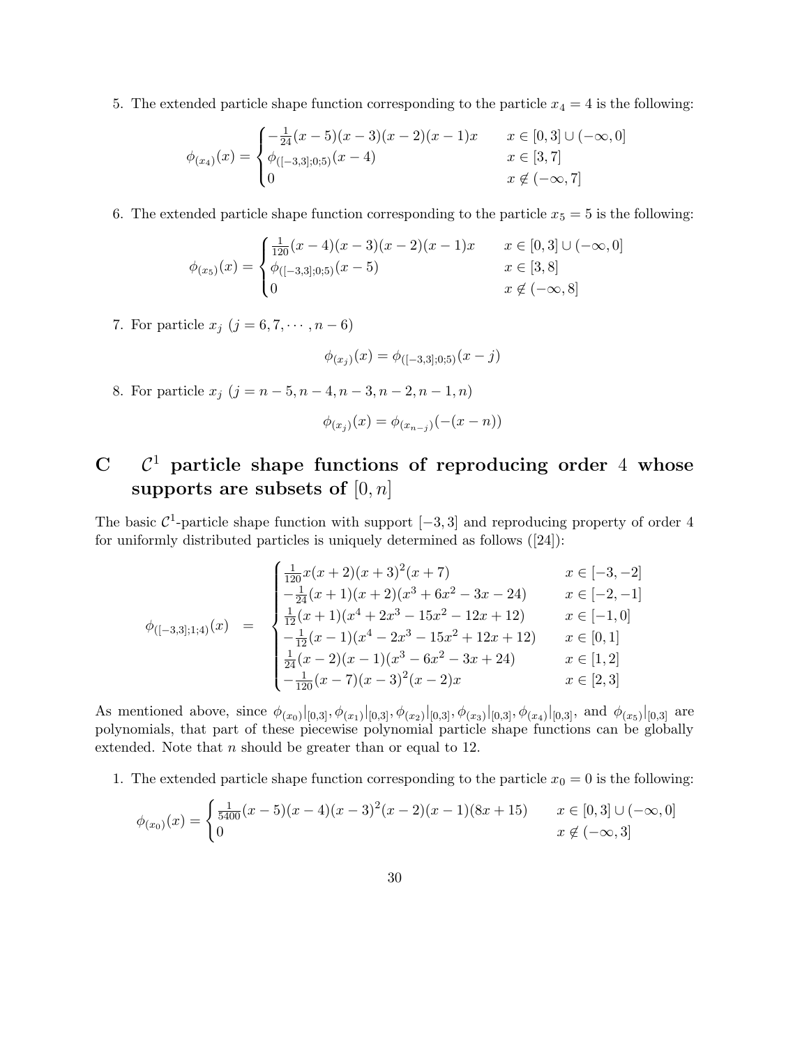5. The extended particle shape function corresponding to the particle $x_4 = 4$ is the following:

$$\phi_{(x_4)}(x) = \begin{cases} -\frac{1}{24}(x-5)(x-3)(x-2)(x-1)x & x \in [0,3] \cup (-\infty, 0] \\ \phi_{([-3,3];0;5)}(x-4) & x \in [3,7] \\ 0 & x \notin (-\infty, 7] \end{cases}$$

6. The extended particle shape function corresponding to the particle $x_5 = 5$ is the following:

$$\phi_{(x_5)}(x) = \begin{cases} \frac{1}{120}(x-4)(x-3)(x-2)(x-1)x & x \in [0,3] \cup (-\infty, 0] \\ \phi_{([-3,3];0;5)}(x-5) & x \in [3,8] \\ 0 & x \notin (-\infty, 8] \end{cases}$$

7. For particle $x_j$ $(j = 6, 7, \cdots, n-6)$

$$\phi_{(x_j)}(x) = \phi_{([-3,3];0;5)}(x-j)$$

8. For particle $x_j$ $(j = n-5, n-4, n-3, n-2, n-1, n)$

$$\phi_{(x_j)}(x) = \phi_{(x_{n-j})}(-(x-n))$$

# C $\mathcal{C}^1$ particle shape functions of reproducing order 4 whose supports are subsets of $[0, n]$

The basic $\mathcal{C}^1$-particle shape function with support $[-3, 3]$ and reproducing property of order 4 for uniformly distributed particles is uniquely determined as follows ([24]):

$$\phi_{([-3,3];1;4)}(x) = \begin{cases} \frac{1}{120}x(x+2)(x+3)^2(x+7) & x \in [-3,-2] \\ -\frac{1}{24}(x+1)(x+2)(x^3+6x^2-3x-24) & x \in [-2,-1] \\ \frac{1}{12}(x+1)(x^4+2x^3-15x^2-12x+12) & x \in [-1,0] \\ -\frac{1}{12}(x-1)(x^4-2x^3-15x^2+12x+12) & x \in [0,1] \\ \frac{1}{24}(x-2)(x-1)(x^3-6x^2-3x+24) & x \in [1,2] \\ -\frac{1}{120}(x-7)(x-3)^2(x-2)x & x \in [2,3] \end{cases}$$

As mentioned above, since $\phi_{(x_0)}|_{[0,3]}, \phi_{(x_1)}|_{[0,3]}, \phi_{(x_2)}|_{[0,3]}, \phi_{(x_3)}|_{[0,3]}, \phi_{(x_4)}|_{[0,3]}$, and $\phi_{(x_5)}|_{[0,3]}$ are polynomials, that part of these piecewise polynomial particle shape functions can be globally extended. Note that $n$ should be greater than or equal to 12.

1. The extended particle shape function corresponding to the particle $x_0 = 0$ is the following:

$$\phi_{(x_0)}(x) = \begin{cases} \frac{1}{5400}(x-5)(x-4)(x-3)^2(x-2)(x-1)(8x+15) & x \in [0,3] \cup (-\infty, 0] \\ 0 & x \notin (-\infty, 3] \end{cases}$$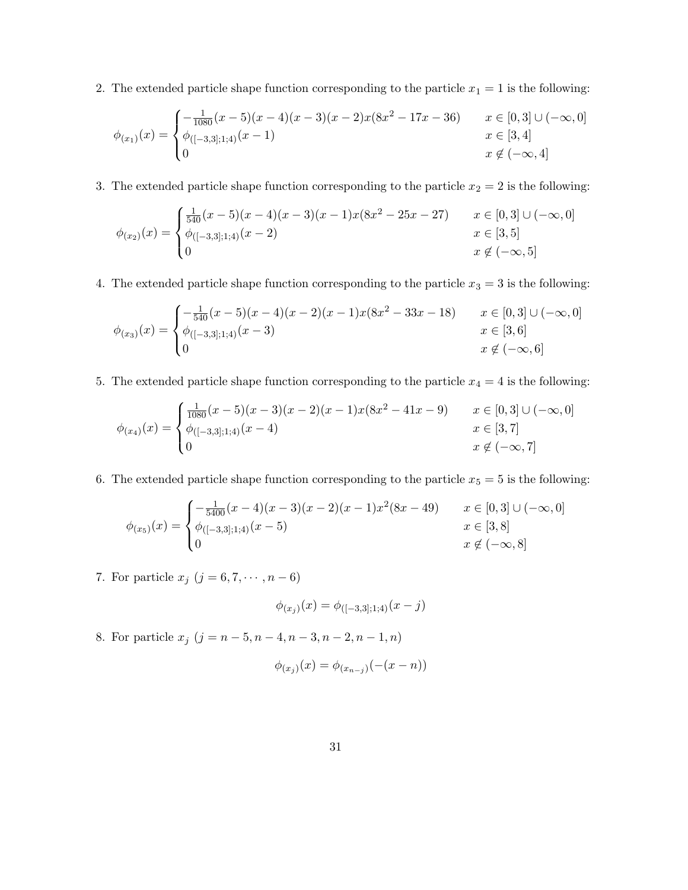2. The extended particle shape function corresponding to the particle $x_1 = 1$ is the following:

$$\phi_{(x_1)}(x) = \begin{cases} -\frac{1}{1080}(x-5)(x-4)(x-3)(x-2)x(8x^2-17x-36) & x \in [0,3] \cup (-\infty, 0] \\ \phi_{([-3,3];1;4)}(x-1) & x \in [3,4] \\ 0 & x \notin (-\infty, 4] \end{cases}$$

3. The extended particle shape function corresponding to the particle $x_2 = 2$ is the following:

$$\phi_{(x_2)}(x) = \begin{cases} \frac{1}{540}(x-5)(x-4)(x-3)(x-1)x(8x^2-25x-27) & x \in [0,3] \cup (-\infty, 0] \\ \phi_{([-3,3];1;4)}(x-2) & x \in [3,5] \\ 0 & x \notin (-\infty, 5] \end{cases}$$

4. The extended particle shape function corresponding to the particle $x_3 = 3$ is the following:

$$\phi_{(x_3)}(x) = \begin{cases} -\frac{1}{540}(x-5)(x-4)(x-2)(x-1)x(8x^2-33x-18) & x \in [0,3] \cup (-\infty, 0] \\ \phi_{([-3,3];1;4)}(x-3) & x \in [3,6] \\ 0 & x \notin (-\infty, 6] \end{cases}$$

5. The extended particle shape function corresponding to the particle $x_4 = 4$ is the following:

$$\phi_{(x_4)}(x) = \begin{cases} \frac{1}{1080}(x-5)(x-3)(x-2)(x-1)x(8x^2-41x-9) & x \in [0,3] \cup (-\infty, 0] \\ \phi_{([-3,3];1;4)}(x-4) & x \in [3,7] \\ 0 & x \notin (-\infty, 7] \end{cases}$$

6. The extended particle shape function corresponding to the particle $x_5 = 5$ is the following:

$$\phi_{(x_5)}(x) = \begin{cases} -\frac{1}{5400}(x-4)(x-3)(x-2)(x-1)x^2(8x-49) & x \in [0,3] \cup (-\infty, 0] \\ \phi_{([-3,3];1;4)}(x-5) & x \in [3,8] \\ 0 & x \notin (-\infty, 8] \end{cases}$$

7. For particle $x_j$ $(j = 6, 7, \cdots, n-6)$

$$\phi_{(x_j)}(x) = \phi_{([-3,3];1;4)}(x-j)$$

8. For particle $x_j$ $(j = n-5, n-4, n-3, n-2, n-1, n)$

$$\phi_{(x_j)}(x) = \phi_{(x_{n-j})}(-(x-n))$$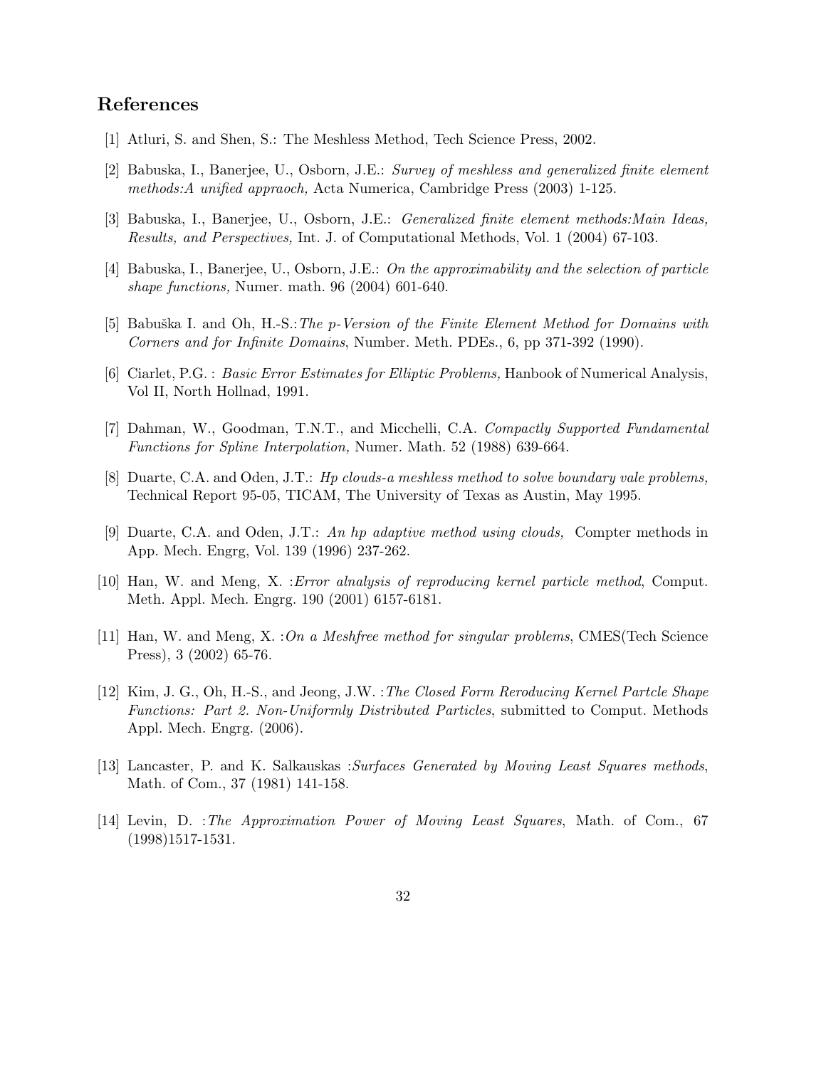## References

[1] Atluri, S. and Shen, S.: The Meshless Method, Tech Science Press, 2002.

[2] Babuska, I., Banerjee, U., Osborn, J.E.: *Survey of meshless and generalized finite element methods:A unified appraoch,* Acta Numerica, Cambridge Press (2003) 1-125.

[3] Babuska, I., Banerjee, U., Osborn, J.E.: *Generalized finite element methods:Main Ideas, Results, and Perspectives,* Int. J. of Computational Methods, Vol. 1 (2004) 67-103.

[4] Babuska, I., Banerjee, U., Osborn, J.E.: *On the approximability and the selection of particle shape functions,* Numer. math. 96 (2004) 601-640.

[5] Babuška I. and Oh, H.-S.:*The p-Version of the Finite Element Method for Domains with Corners and for Infinite Domains*, Number. Meth. PDEs., 6, pp 371-392 (1990).

[6] Ciarlet, P.G. : *Basic Error Estimates for Elliptic Problems,* Hanbook of Numerical Analysis, Vol II, North Hollnad, 1991.

[7] Dahman, W., Goodman, T.N.T., and Micchelli, C.A. *Compactly Supported Fundamental Functions for Spline Interpolation,* Numer. Math. 52 (1988) 639-664.

[8] Duarte, C.A. and Oden, J.T.: *Hp clouds-a meshless method to solve boundary vale problems,* Technical Report 95-05, TICAM, The University of Texas as Austin, May 1995.

[9] Duarte, C.A. and Oden, J.T.: *An hp adaptive method using clouds,* Compter methods in App. Mech. Engrg, Vol. 139 (1996) 237-262.

[10] Han, W. and Meng, X. :*Error alnalysis of reproducing kernel particle method*, Comput. Meth. Appl. Mech. Engrg. 190 (2001) 6157-6181.

[11] Han, W. and Meng, X. :*On a Meshfree method for singular problems*, CMES(Tech Science Press), 3 (2002) 65-76.

[12] Kim, J. G., Oh, H.-S., and Jeong, J.W. :*The Closed Form Reroducing Kernel Partcle Shape Functions: Part 2. Non-Uniformly Distributed Particles*, submitted to Comput. Methods Appl. Mech. Engrg. (2006).

[13] Lancaster, P. and K. Salkauskas :*Surfaces Generated by Moving Least Squares methods*, Math. of Com., 37 (1981) 141-158.

[14] Levin, D. :*The Approximation Power of Moving Least Squares*, Math. of Com., 67 (1998)1517-1531.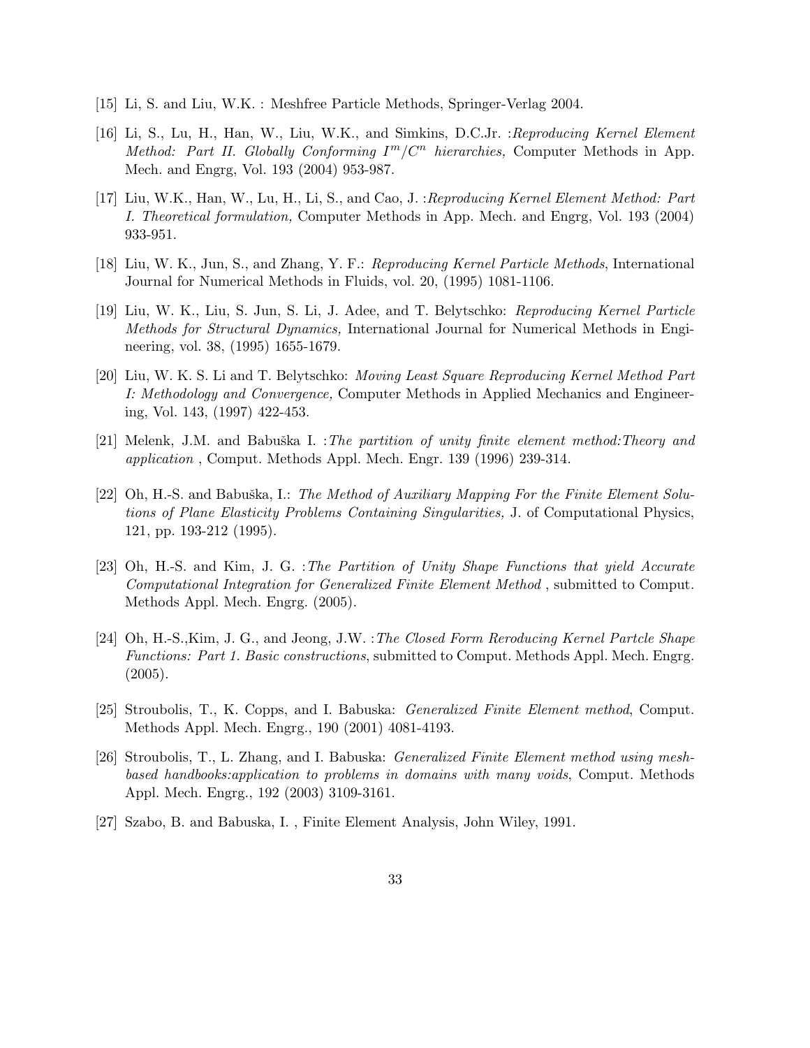[15] Li, S. and Liu, W.K. : Meshfree Particle Methods, Springer-Verlag 2004.

[16] Li, S., Lu, H., Han, W., Liu, W.K., and Simkins, D.C.Jr. :*Reproducing Kernel Element Method: Part II. Globally Conforming $I^m/C^n$ hierarchies,* Computer Methods in App. Mech. and Engrg, Vol. 193 (2004) 953-987.

[17] Liu, W.K., Han, W., Lu, H., Li, S., and Cao, J. :*Reproducing Kernel Element Method: Part I. Theoretical formulation,* Computer Methods in App. Mech. and Engrg, Vol. 193 (2004) 933-951.

[18] Liu, W. K., Jun, S., and Zhang, Y. F.: *Reproducing Kernel Particle Methods*, International Journal for Numerical Methods in Fluids, vol. 20, (1995) 1081-1106.

[19] Liu, W. K., Liu, S. Jun, S. Li, J. Adee, and T. Belytschko: *Reproducing Kernel Particle Methods for Structural Dynamics,* International Journal for Numerical Methods in Engineering, vol. 38, (1995) 1655-1679.

[20] Liu, W. K. S. Li and T. Belytschko: *Moving Least Square Reproducing Kernel Method Part I: Methodology and Convergence,* Computer Methods in Applied Mechanics and Engineering, Vol. 143, (1997) 422-453.

[21] Melenk, J.M. and Babuška I. :*The partition of unity finite element method:Theory and application* , Comput. Methods Appl. Mech. Engr. 139 (1996) 239-314.

[22] Oh, H.-S. and Babuška, I.: *The Method of Auxiliary Mapping For the Finite Element Solutions of Plane Elasticity Problems Containing Singularities,* J. of Computational Physics, 121, pp. 193-212 (1995).

[23] Oh, H.-S. and Kim, J. G. :*The Partition of Unity Shape Functions that yield Accurate Computational Integration for Generalized Finite Element Method* , submitted to Comput. Methods Appl. Mech. Engrg. (2005).

[24] Oh, H.-S.,Kim, J. G., and Jeong, J.W. :*The Closed Form Reroducing Kernel Partcle Shape Functions: Part 1. Basic constructions*, submitted to Comput. Methods Appl. Mech. Engrg. (2005).

[25] Stroubolis, T., K. Copps, and I. Babuska: *Generalized Finite Element method*, Comput. Methods Appl. Mech. Engrg., 190 (2001) 4081-4193.

[26] Stroubolis, T., L. Zhang, and I. Babuska: *Generalized Finite Element method using mesh-based handbooks:application to problems in domains with many voids*, Comput. Methods Appl. Mech. Engrg., 192 (2003) 3109-3161.

[27] Szabo, B. and Babuska, I. , Finite Element Analysis, John Wiley, 1991.